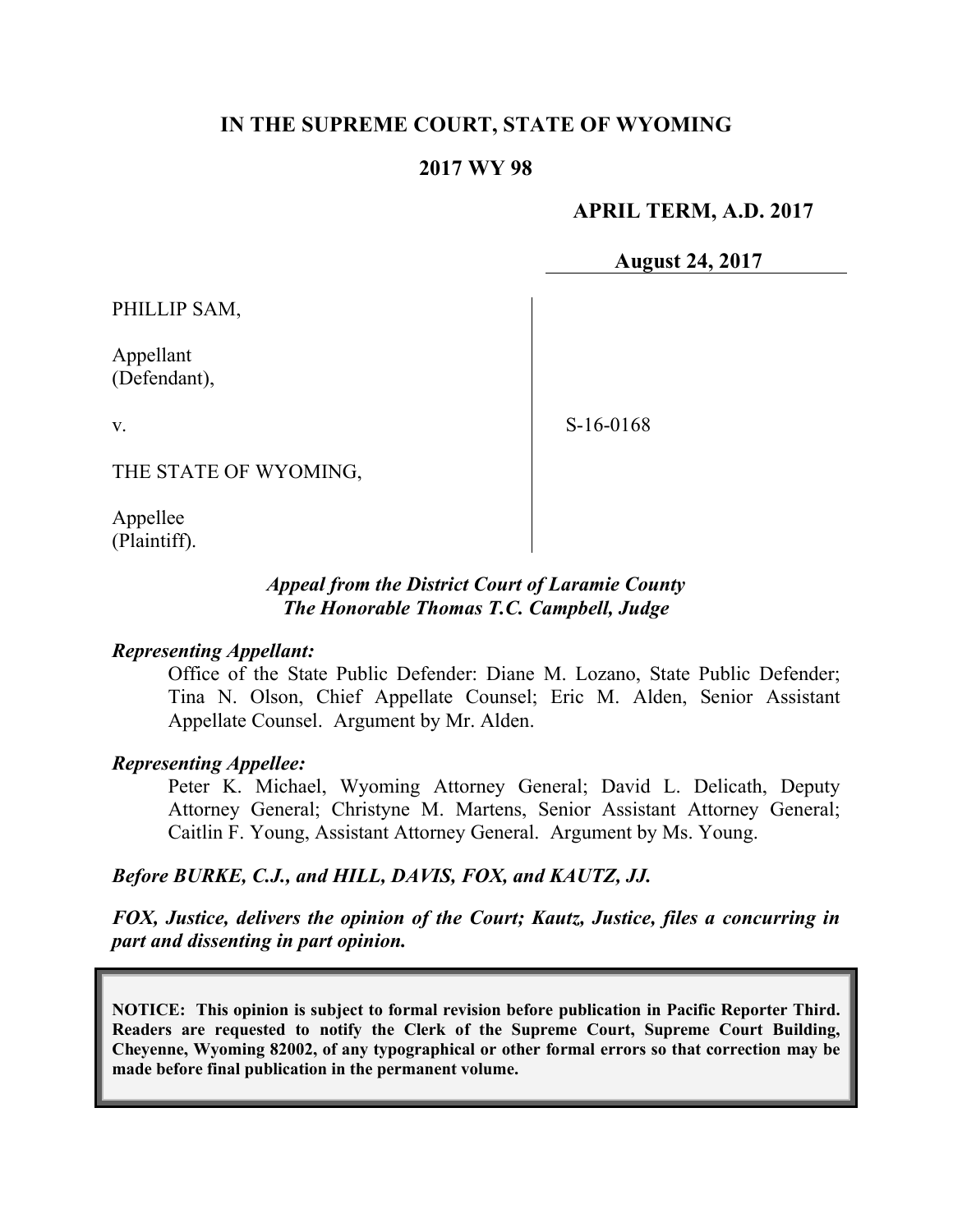**IN THE SUPREME COURT, STATE OF WYOMING**

**2017 WY 98**

**APRIL TERM, A.D. 2017**

**August 24, 2017**

PHILLIP SAM,

Appellant
(Defendant),

v.

THE STATE OF WYOMING,

Appellee
(Plaintiff).

S-16-0168

***Appeal from the District Court of Laramie County***
***The Honorable Thomas T.C. Campbell, Judge***

***Representing Appellant:***

Office of the State Public Defender: Diane M. Lozano, State Public Defender; Tina N. Olson, Chief Appellate Counsel; Eric M. Alden, Senior Assistant Appellate Counsel. Argument by Mr. Alden.

***Representing Appellee:***

Peter K. Michael, Wyoming Attorney General; David L. Delicath, Deputy Attorney General; Christyne M. Martens, Senior Assistant Attorney General; Caitlin F. Young, Assistant Attorney General. Argument by Ms. Young.

***Before BURKE, C.J., and HILL, DAVIS, FOX, and KAUTZ, JJ.***

***FOX, Justice, delivers the opinion of the Court; Kautz, Justice, files a concurring in part and dissenting in part opinion.***

**NOTICE: This opinion is subject to formal revision before publication in Pacific Reporter Third. Readers are requested to notify the Clerk of the Supreme Court, Supreme Court Building, Cheyenne, Wyoming 82002, of any typographical or other formal errors so that correction may be made before final publication in the permanent volume.**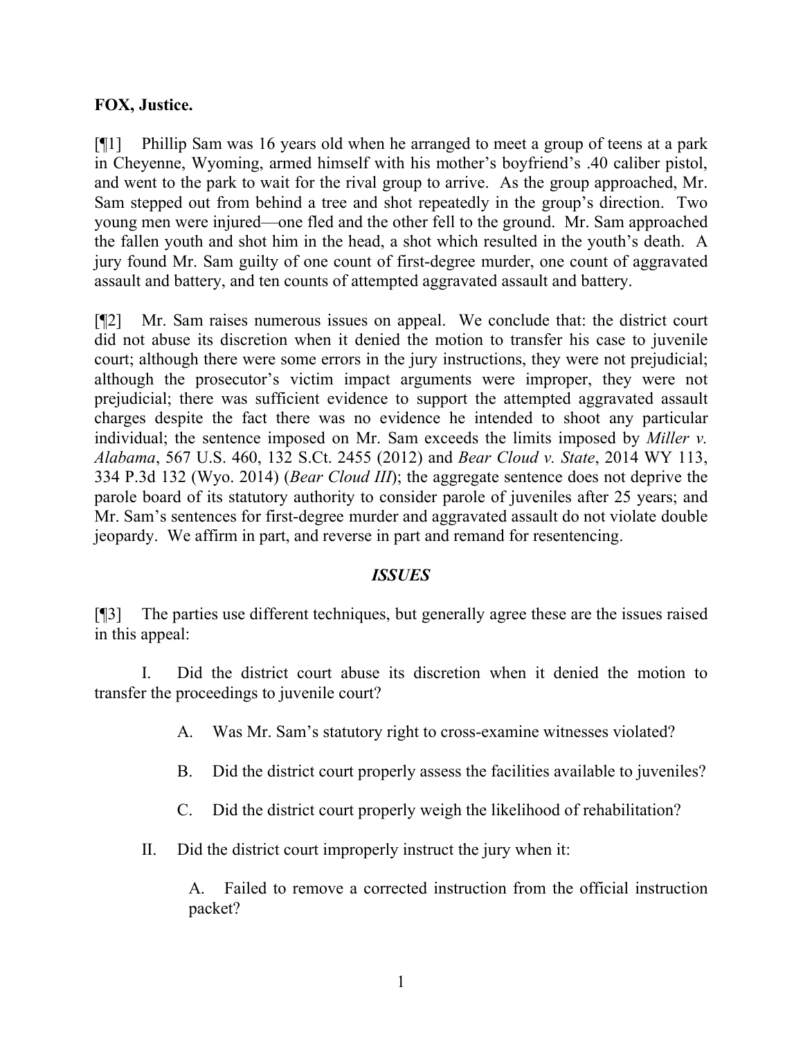**FOX, Justice.**

[¶1] Phillip Sam was 16 years old when he arranged to meet a group of teens at a park in Cheyenne, Wyoming, armed himself with his mother's boyfriend's .40 caliber pistol, and went to the park to wait for the rival group to arrive. As the group approached, Mr. Sam stepped out from behind a tree and shot repeatedly in the group's direction. Two young men were injured—one fled and the other fell to the ground. Mr. Sam approached the fallen youth and shot him in the head, a shot which resulted in the youth's death. A jury found Mr. Sam guilty of one count of first-degree murder, one count of aggravated assault and battery, and ten counts of attempted aggravated assault and battery.

[¶2] Mr. Sam raises numerous issues on appeal. We conclude that: the district court did not abuse its discretion when it denied the motion to transfer his case to juvenile court; although there were some errors in the jury instructions, they were not prejudicial; although the prosecutor's victim impact arguments were improper, they were not prejudicial; there was sufficient evidence to support the attempted aggravated assault charges despite the fact there was no evidence he intended to shoot any particular individual; the sentence imposed on Mr. Sam exceeds the limits imposed by *Miller v. Alabama*, 567 U.S. 460, 132 S.Ct. 2455 (2012) and *Bear Cloud v. State*, 2014 WY 113, 334 P.3d 132 (Wyo. 2014) (*Bear Cloud III*); the aggregate sentence does not deprive the parole board of its statutory authority to consider parole of juveniles after 25 years; and Mr. Sam's sentences for first-degree murder and aggravated assault do not violate double jeopardy. We affirm in part, and reverse in part and remand for resentencing.

## ***ISSUES***

[¶3] The parties use different techniques, but generally agree these are the issues raised in this appeal:

I. Did the district court abuse its discretion when it denied the motion to transfer the proceedings to juvenile court?

> A. Was Mr. Sam's statutory right to cross-examine witnesses violated?
>
> B. Did the district court properly assess the facilities available to juveniles?
>
> C. Did the district court properly weigh the likelihood of rehabilitation?

II. Did the district court improperly instruct the jury when it:

> A. Failed to remove a corrected instruction from the official instruction packet?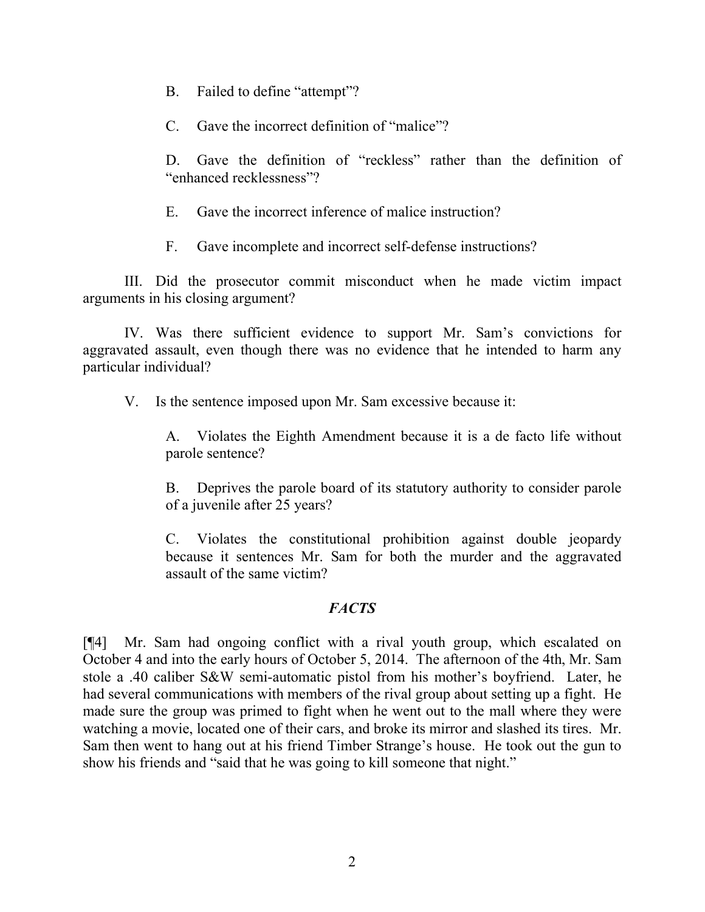B. Failed to define "attempt"?

C. Gave the incorrect definition of "malice"?

D. Gave the definition of "reckless" rather than the definition of "enhanced recklessness"?

E. Gave the incorrect inference of malice instruction?

F. Gave incomplete and incorrect self-defense instructions?

III. Did the prosecutor commit misconduct when he made victim impact arguments in his closing argument?

IV. Was there sufficient evidence to support Mr. Sam's convictions for aggravated assault, even though there was no evidence that he intended to harm any particular individual?

V. Is the sentence imposed upon Mr. Sam excessive because it:

A. Violates the Eighth Amendment because it is a de facto life without parole sentence?

B. Deprives the parole board of its statutory authority to consider parole of a juvenile after 25 years?

C. Violates the constitutional prohibition against double jeopardy because it sentences Mr. Sam for both the murder and the aggravated assault of the same victim?

## *FACTS*

[¶4] Mr. Sam had ongoing conflict with a rival youth group, which escalated on October 4 and into the early hours of October 5, 2014. The afternoon of the 4th, Mr. Sam stole a .40 caliber S&W semi-automatic pistol from his mother's boyfriend. Later, he had several communications with members of the rival group about setting up a fight. He made sure the group was primed to fight when he went out to the mall where they were watching a movie, located one of their cars, and broke its mirror and slashed its tires. Mr. Sam then went to hang out at his friend Timber Strange's house. He took out the gun to show his friends and "said that he was going to kill someone that night."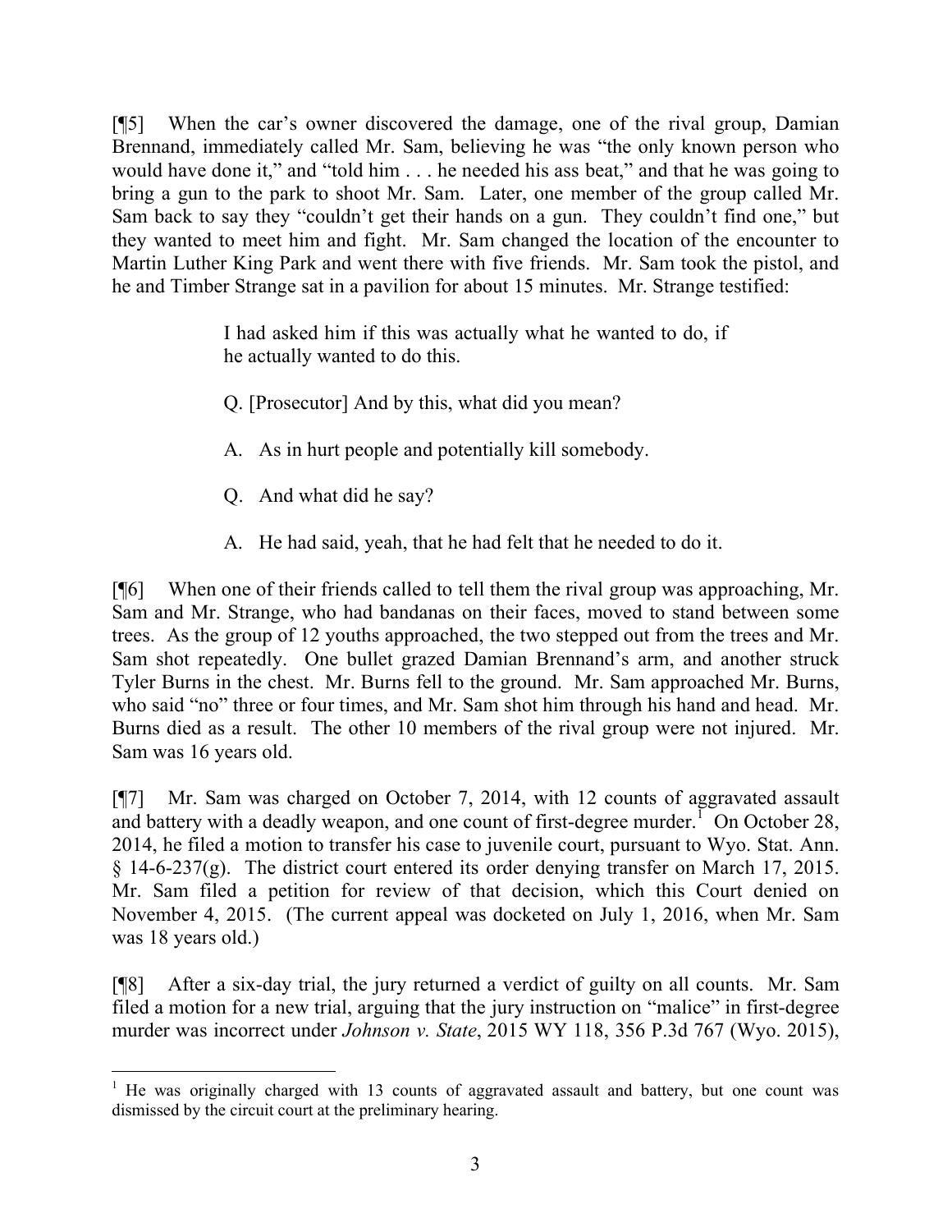[¶5] When the car's owner discovered the damage, one of the rival group, Damian Brennand, immediately called Mr. Sam, believing he was "the only known person who would have done it," and "told him . . . he needed his ass beat," and that he was going to bring a gun to the park to shoot Mr. Sam. Later, one member of the group called Mr. Sam back to say they "couldn't get their hands on a gun. They couldn't find one," but they wanted to meet him and fight. Mr. Sam changed the location of the encounter to Martin Luther King Park and went there with five friends. Mr. Sam took the pistol, and he and Timber Strange sat in a pavilion for about 15 minutes. Mr. Strange testified:

> I had asked him if this was actually what he wanted to do, if he actually wanted to do this.
>
> Q. [Prosecutor] And by this, what did you mean?
>
> A. As in hurt people and potentially kill somebody.
>
> Q. And what did he say?
>
> A. He had said, yeah, that he had felt that he needed to do it.

[¶6] When one of their friends called to tell them the rival group was approaching, Mr. Sam and Mr. Strange, who had bandanas on their faces, moved to stand between some trees. As the group of 12 youths approached, the two stepped out from the trees and Mr. Sam shot repeatedly. One bullet grazed Damian Brennand's arm, and another struck Tyler Burns in the chest. Mr. Burns fell to the ground. Mr. Sam approached Mr. Burns, who said "no" three or four times, and Mr. Sam shot him through his hand and head. Mr. Burns died as a result. The other 10 members of the rival group were not injured. Mr. Sam was 16 years old.

[¶7] Mr. Sam was charged on October 7, 2014, with 12 counts of aggravated assault and battery with a deadly weapon, and one count of first-degree murder.[1] On October 28, 2014, he filed a motion to transfer his case to juvenile court, pursuant to Wyo. Stat. Ann. § 14-6-237(g). The district court entered its order denying transfer on March 17, 2015. Mr. Sam filed a petition for review of that decision, which this Court denied on November 4, 2015. (The current appeal was docketed on July 1, 2016, when Mr. Sam was 18 years old.)

[¶8] After a six-day trial, the jury returned a verdict of guilty on all counts. Mr. Sam filed a motion for a new trial, arguing that the jury instruction on "malice" in first-degree murder was incorrect under *Johnson v. State*, 2015 WY 118, 356 P.3d 767 (Wyo. 2015),

---

[1] He was originally charged with 13 counts of aggravated assault and battery, but one count was dismissed by the circuit court at the preliminary hearing.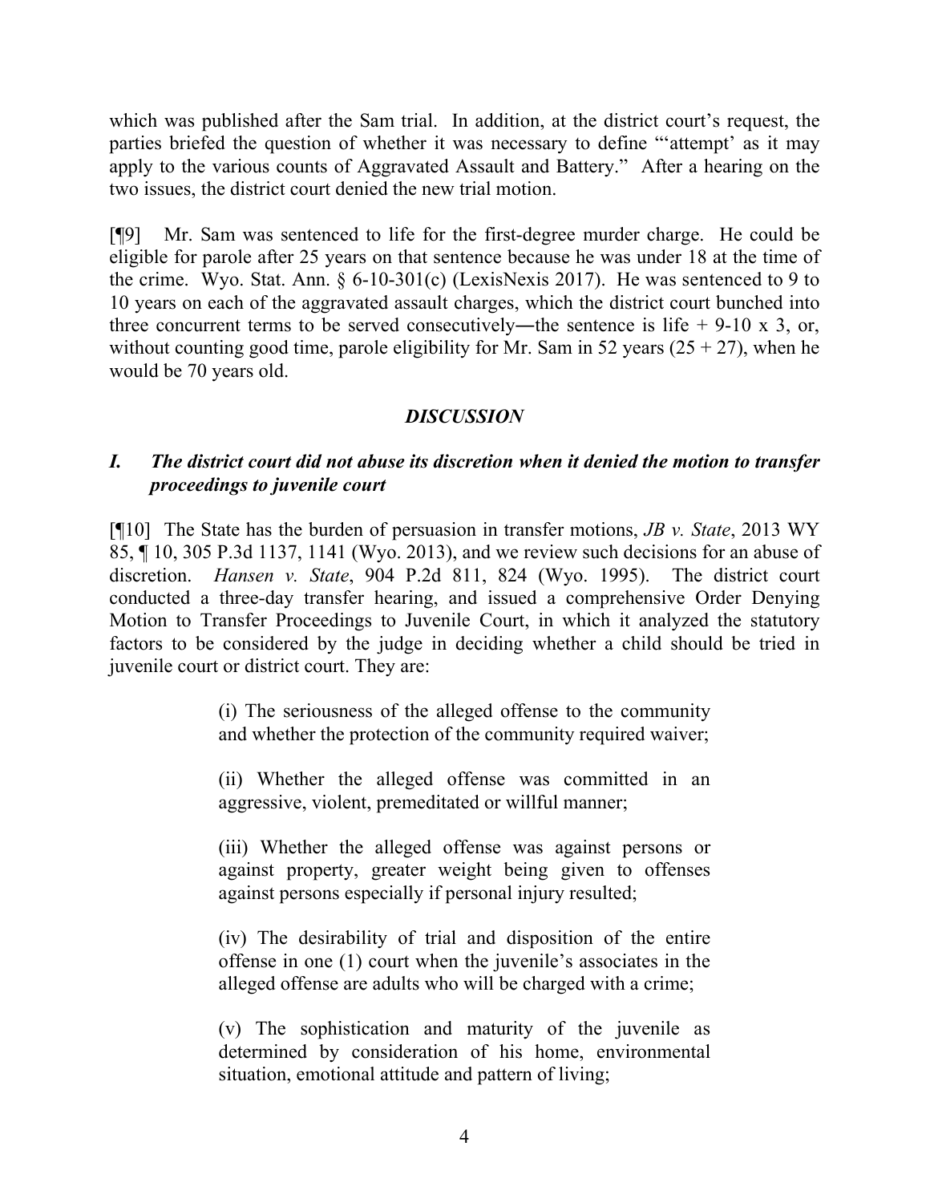which was published after the Sam trial. In addition, at the district court's request, the parties briefed the question of whether it was necessary to define "'attempt' as it may apply to the various counts of Aggravated Assault and Battery." After a hearing on the two issues, the district court denied the new trial motion.

[¶9] Mr. Sam was sentenced to life for the first-degree murder charge. He could be eligible for parole after 25 years on that sentence because he was under 18 at the time of the crime. Wyo. Stat. Ann. § 6-10-301(c) (LexisNexis 2017). He was sentenced to 9 to 10 years on each of the aggravated assault charges, which the district court bunched into three concurrent terms to be served consecutively―the sentence is life + 9-10 x 3, or, without counting good time, parole eligibility for Mr. Sam in 52 years (25 + 27), when he would be 70 years old.

## *DISCUSSION*

### *I. The district court did not abuse its discretion when it denied the motion to transfer proceedings to juvenile court*

[¶10] The State has the burden of persuasion in transfer motions, *JB v. State*, 2013 WY 85, ¶ 10, 305 P.3d 1137, 1141 (Wyo. 2013), and we review such decisions for an abuse of discretion. *Hansen v. State*, 904 P.2d 811, 824 (Wyo. 1995). The district court conducted a three-day transfer hearing, and issued a comprehensive Order Denying Motion to Transfer Proceedings to Juvenile Court, in which it analyzed the statutory factors to be considered by the judge in deciding whether a child should be tried in juvenile court or district court. They are:

> (i) The seriousness of the alleged offense to the community and whether the protection of the community required waiver;
>
> (ii) Whether the alleged offense was committed in an aggressive, violent, premeditated or willful manner;
>
> (iii) Whether the alleged offense was against persons or against property, greater weight being given to offenses against persons especially if personal injury resulted;
>
> (iv) The desirability of trial and disposition of the entire offense in one (1) court when the juvenile's associates in the alleged offense are adults who will be charged with a crime;
>
> (v) The sophistication and maturity of the juvenile as determined by consideration of his home, environmental situation, emotional attitude and pattern of living;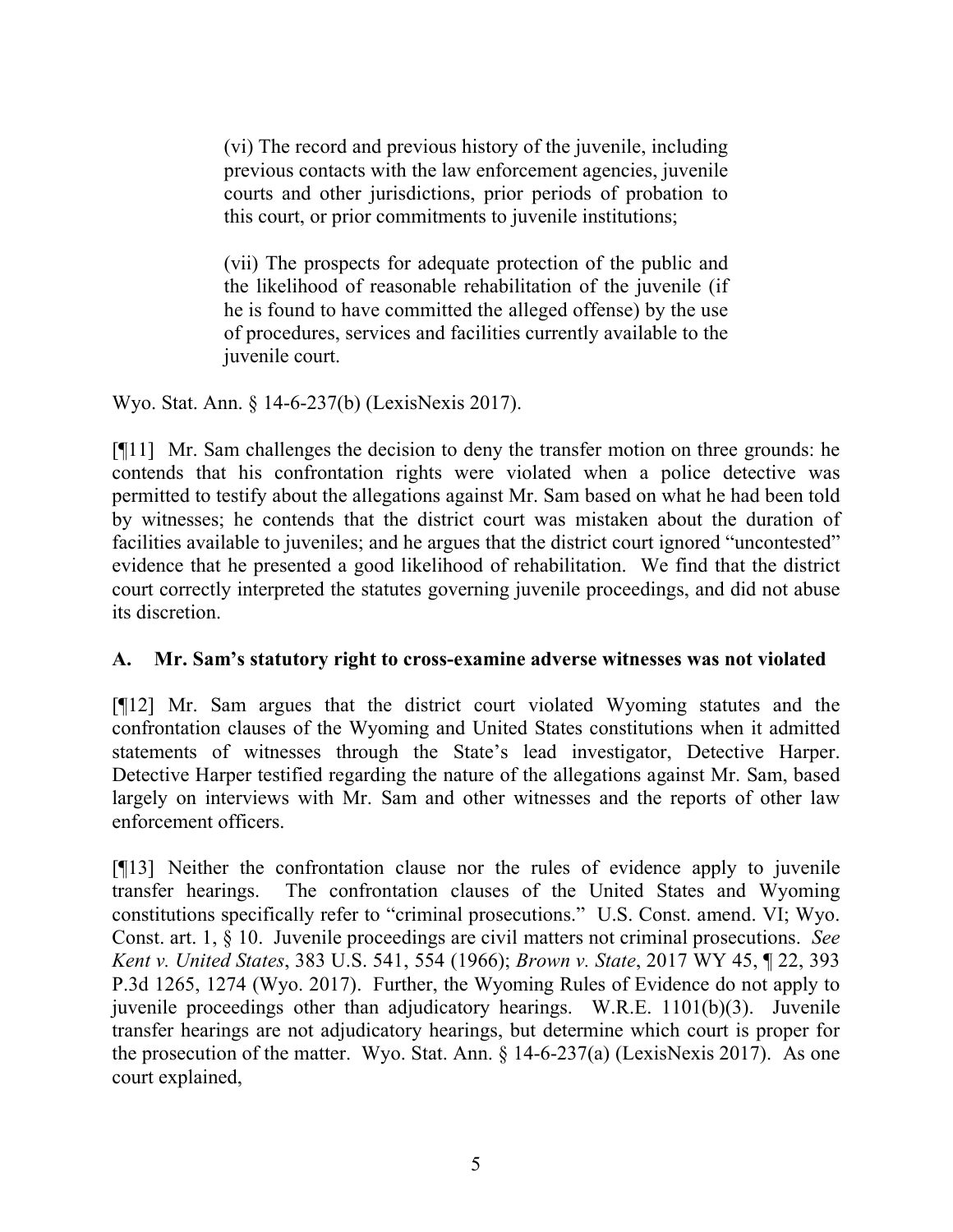> (vi) The record and previous history of the juvenile, including previous contacts with the law enforcement agencies, juvenile courts and other jurisdictions, prior periods of probation to this court, or prior commitments to juvenile institutions;
>
> (vii) The prospects for adequate protection of the public and the likelihood of reasonable rehabilitation of the juvenile (if he is found to have committed the alleged offense) by the use of procedures, services and facilities currently available to the juvenile court.

Wyo. Stat. Ann. § 14-6-237(b) (LexisNexis 2017).

[¶11] Mr. Sam challenges the decision to deny the transfer motion on three grounds: he contends that his confrontation rights were violated when a police detective was permitted to testify about the allegations against Mr. Sam based on what he had been told by witnesses; he contends that the district court was mistaken about the duration of facilities available to juveniles; and he argues that the district court ignored "uncontested" evidence that he presented a good likelihood of rehabilitation. We find that the district court correctly interpreted the statutes governing juvenile proceedings, and did not abuse its discretion.

### A. Mr. Sam's statutory right to cross-examine adverse witnesses was not violated

[¶12] Mr. Sam argues that the district court violated Wyoming statutes and the confrontation clauses of the Wyoming and United States constitutions when it admitted statements of witnesses through the State's lead investigator, Detective Harper. Detective Harper testified regarding the nature of the allegations against Mr. Sam, based largely on interviews with Mr. Sam and other witnesses and the reports of other law enforcement officers.

[¶13] Neither the confrontation clause nor the rules of evidence apply to juvenile transfer hearings. The confrontation clauses of the United States and Wyoming constitutions specifically refer to "criminal prosecutions." U.S. Const. amend. VI; Wyo. Const. art. 1, § 10. Juvenile proceedings are civil matters not criminal prosecutions. *See Kent v. United States*, 383 U.S. 541, 554 (1966); *Brown v. State*, 2017 WY 45, ¶ 22, 393 P.3d 1265, 1274 (Wyo. 2017). Further, the Wyoming Rules of Evidence do not apply to juvenile proceedings other than adjudicatory hearings. W.R.E. 1101(b)(3). Juvenile transfer hearings are not adjudicatory hearings, but determine which court is proper for the prosecution of the matter. Wyo. Stat. Ann. § 14-6-237(a) (LexisNexis 2017). As one court explained,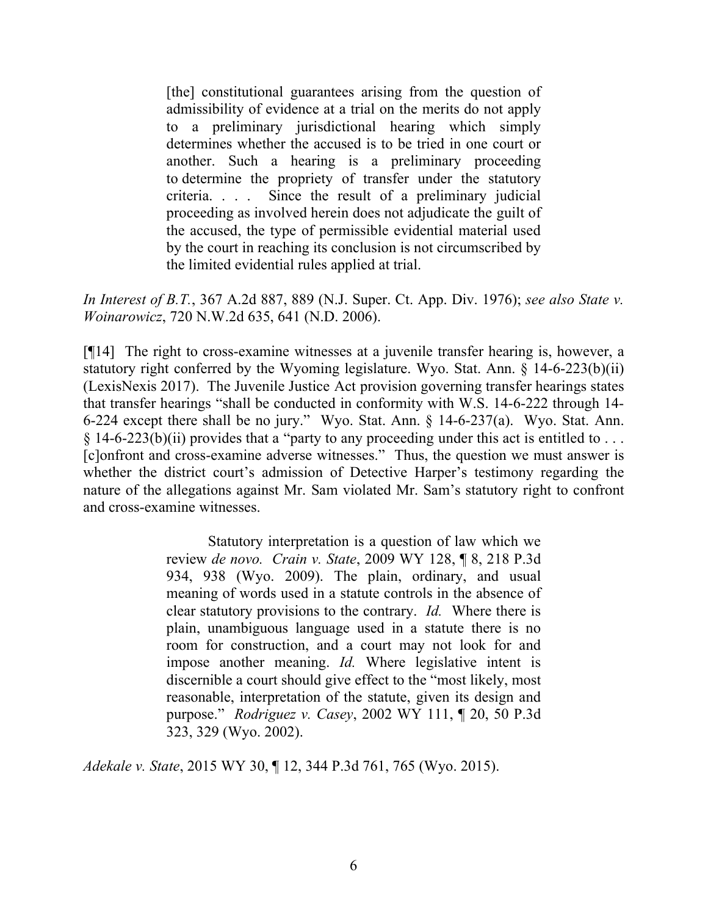> [the] constitutional guarantees arising from the question of admissibility of evidence at a trial on the merits do not apply to a preliminary jurisdictional hearing which simply determines whether the accused is to be tried in one court or another. Such a hearing is a preliminary proceeding to determine the propriety of transfer under the statutory criteria. . . . Since the result of a preliminary judicial proceeding as involved herein does not adjudicate the guilt of the accused, the type of permissible evidential material used by the court in reaching its conclusion is not circumscribed by the limited evidential rules applied at trial.

*In Interest of B.T.*, 367 A.2d 887, 889 (N.J. Super. Ct. App. Div. 1976); *see also State v. Woinarowicz*, 720 N.W.2d 635, 641 (N.D. 2006).

[¶14] The right to cross-examine witnesses at a juvenile transfer hearing is, however, a statutory right conferred by the Wyoming legislature. Wyo. Stat. Ann. § 14-6-223(b)(ii) (LexisNexis 2017). The Juvenile Justice Act provision governing transfer hearings states that transfer hearings "shall be conducted in conformity with W.S. 14-6-222 through 14-6-224 except there shall be no jury." Wyo. Stat. Ann. § 14-6-237(a). Wyo. Stat. Ann. § 14-6-223(b)(ii) provides that a "party to any proceeding under this act is entitled to . . . [c]onfront and cross-examine adverse witnesses." Thus, the question we must answer is whether the district court's admission of Detective Harper's testimony regarding the nature of the allegations against Mr. Sam violated Mr. Sam's statutory right to confront and cross-examine witnesses.

> Statutory interpretation is a question of law which we review *de novo. Crain v. State*, 2009 WY 128, ¶ 8, 218 P.3d 934, 938 (Wyo. 2009). The plain, ordinary, and usual meaning of words used in a statute controls in the absence of clear statutory provisions to the contrary. *Id.* Where there is plain, unambiguous language used in a statute there is no room for construction, and a court may not look for and impose another meaning. *Id.* Where legislative intent is discernible a court should give effect to the "most likely, most reasonable, interpretation of the statute, given its design and purpose." *Rodriguez v. Casey*, 2002 WY 111, ¶ 20, 50 P.3d 323, 329 (Wyo. 2002).

*Adekale v. State*, 2015 WY 30, ¶ 12, 344 P.3d 761, 765 (Wyo. 2015).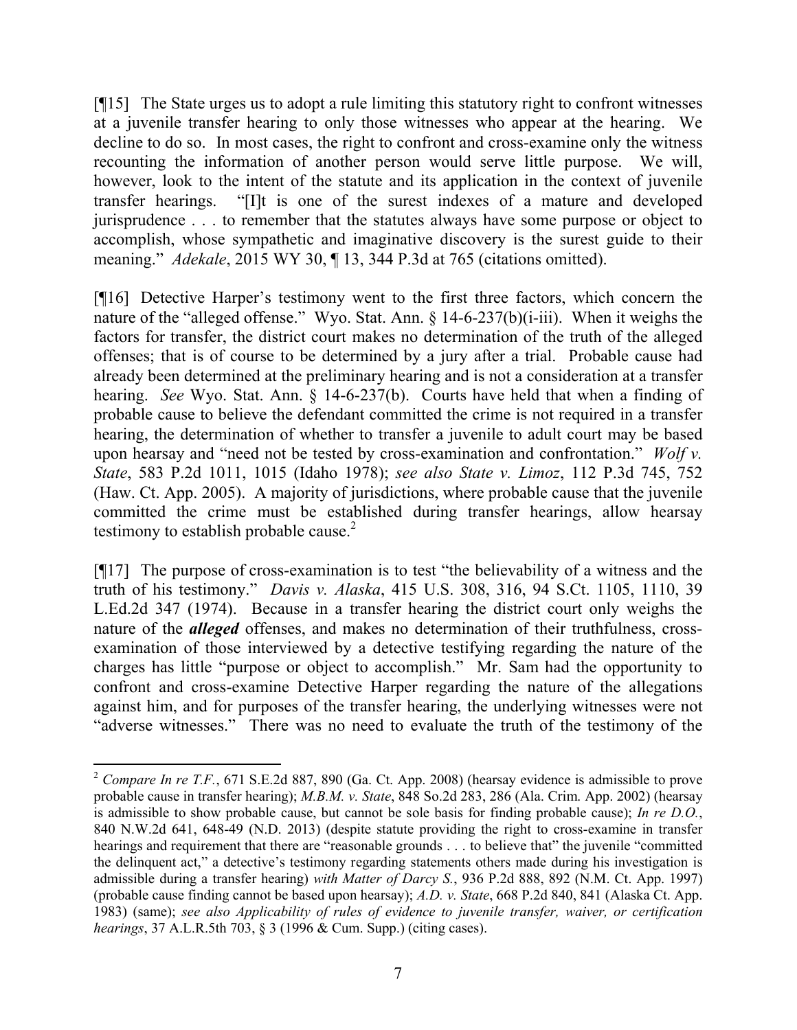[¶15] The State urges us to adopt a rule limiting this statutory right to confront witnesses at a juvenile transfer hearing to only those witnesses who appear at the hearing. We decline to do so. In most cases, the right to confront and cross-examine only the witness recounting the information of another person would serve little purpose. We will, however, look to the intent of the statute and its application in the context of juvenile transfer hearings. "[I]t is one of the surest indexes of a mature and developed jurisprudence . . . to remember that the statutes always have some purpose or object to accomplish, whose sympathetic and imaginative discovery is the surest guide to their meaning." *Adekale*, 2015 WY 30, ¶ 13, 344 P.3d at 765 (citations omitted).

[¶16] Detective Harper's testimony went to the first three factors, which concern the nature of the "alleged offense." Wyo. Stat. Ann. § 14-6-237(b)(i-iii). When it weighs the factors for transfer, the district court makes no determination of the truth of the alleged offenses; that is of course to be determined by a jury after a trial. Probable cause had already been determined at the preliminary hearing and is not a consideration at a transfer hearing. *See* Wyo. Stat. Ann. § 14-6-237(b). Courts have held that when a finding of probable cause to believe the defendant committed the crime is not required in a transfer hearing, the determination of whether to transfer a juvenile to adult court may be based upon hearsay and "need not be tested by cross-examination and confrontation." *Wolf v. State*, 583 P.2d 1011, 1015 (Idaho 1978); *see also State v. Limoz*, 112 P.3d 745, 752 (Haw. Ct. App. 2005). A majority of jurisdictions, where probable cause that the juvenile committed the crime must be established during transfer hearings, allow hearsay testimony to establish probable cause.[2]

[¶17] The purpose of cross-examination is to test "the believability of a witness and the truth of his testimony." *Davis v. Alaska*, 415 U.S. 308, 316, 94 S.Ct. 1105, 1110, 39 L.Ed.2d 347 (1974). Because in a transfer hearing the district court only weighs the nature of the ***alleged*** offenses, and makes no determination of their truthfulness, cross-examination of those interviewed by a detective testifying regarding the nature of the charges has little "purpose or object to accomplish." Mr. Sam had the opportunity to confront and cross-examine Detective Harper regarding the nature of the allegations against him, and for purposes of the transfer hearing, the underlying witnesses were not "adverse witnesses." There was no need to evaluate the truth of the testimony of the

---

[2] *Compare In re T.F.*, 671 S.E.2d 887, 890 (Ga. Ct. App. 2008) (hearsay evidence is admissible to prove probable cause in transfer hearing); *M.B.M. v. State*, 848 So.2d 283, 286 (Ala. Crim. App. 2002) (hearsay is admissible to show probable cause, but cannot be sole basis for finding probable cause); *In re D.O.*, 840 N.W.2d 641, 648-49 (N.D. 2013) (despite statute providing the right to cross-examine in transfer hearings and requirement that there are "reasonable grounds . . . to believe that" the juvenile "committed the delinquent act," a detective's testimony regarding statements others made during his investigation is admissible during a transfer hearing) *with Matter of Darcy S.*, 936 P.2d 888, 892 (N.M. Ct. App. 1997) (probable cause finding cannot be based upon hearsay); *A.D. v. State*, 668 P.2d 840, 841 (Alaska Ct. App. 1983) (same); *see also Applicability of rules of evidence to juvenile transfer, waiver, or certification hearings*, 37 A.L.R.5th 703, § 3 (1996 & Cum. Supp.) (citing cases).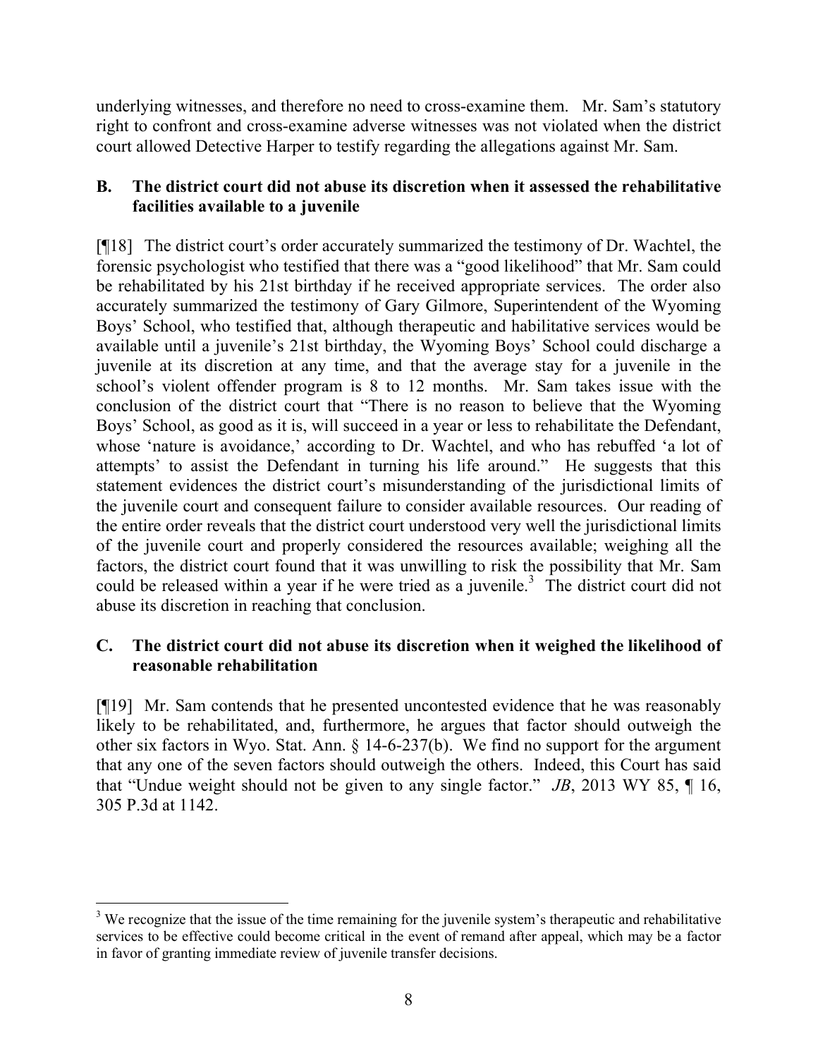underlying witnesses, and therefore no need to cross-examine them. Mr. Sam's statutory right to confront and cross-examine adverse witnesses was not violated when the district court allowed Detective Harper to testify regarding the allegations against Mr. Sam.

### B. The district court did not abuse its discretion when it assessed the rehabilitative facilities available to a juvenile

[¶18] The district court's order accurately summarized the testimony of Dr. Wachtel, the forensic psychologist who testified that there was a "good likelihood" that Mr. Sam could be rehabilitated by his 21st birthday if he received appropriate services. The order also accurately summarized the testimony of Gary Gilmore, Superintendent of the Wyoming Boys' School, who testified that, although therapeutic and habilitative services would be available until a juvenile's 21st birthday, the Wyoming Boys' School could discharge a juvenile at its discretion at any time, and that the average stay for a juvenile in the school's violent offender program is 8 to 12 months. Mr. Sam takes issue with the conclusion of the district court that "There is no reason to believe that the Wyoming Boys' School, as good as it is, will succeed in a year or less to rehabilitate the Defendant, whose 'nature is avoidance,' according to Dr. Wachtel, and who has rebuffed 'a lot of attempts' to assist the Defendant in turning his life around." He suggests that this statement evidences the district court's misunderstanding of the jurisdictional limits of the juvenile court and consequent failure to consider available resources. Our reading of the entire order reveals that the district court understood very well the jurisdictional limits of the juvenile court and properly considered the resources available; weighing all the factors, the district court found that it was unwilling to risk the possibility that Mr. Sam could be released within a year if he were tried as a juvenile.[3] The district court did not abuse its discretion in reaching that conclusion.

### C. The district court did not abuse its discretion when it weighed the likelihood of reasonable rehabilitation

[¶19] Mr. Sam contends that he presented uncontested evidence that he was reasonably likely to be rehabilitated, and, furthermore, he argues that factor should outweigh the other six factors in Wyo. Stat. Ann. § 14-6-237(b). We find no support for the argument that any one of the seven factors should outweigh the others. Indeed, this Court has said that "Undue weight should not be given to any single factor." *JB*, 2013 WY 85, ¶ 16, 305 P.3d at 1142.

---

[3] We recognize that the issue of the time remaining for the juvenile system's therapeutic and rehabilitative services to be effective could become critical in the event of remand after appeal, which may be a factor in favor of granting immediate review of juvenile transfer decisions.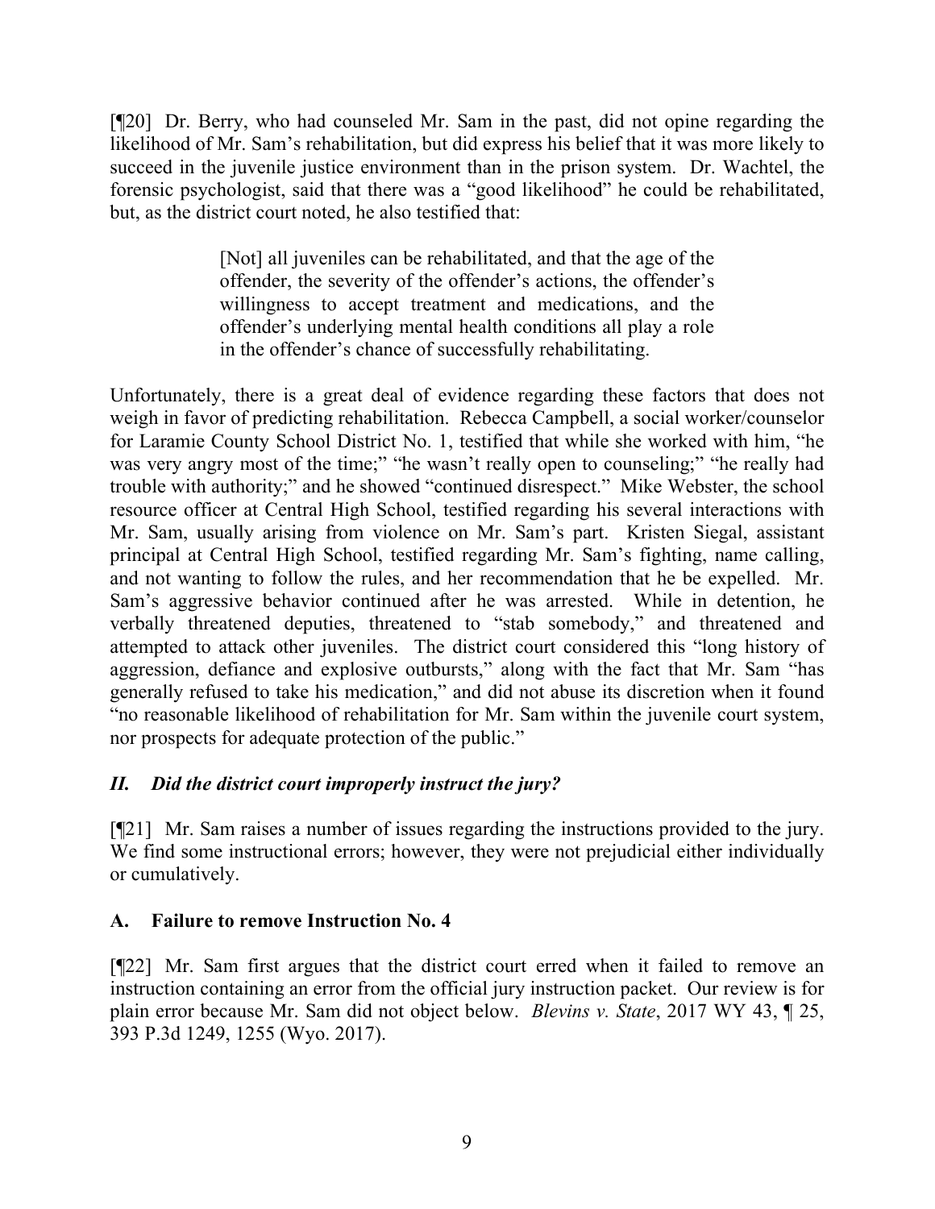[¶20] Dr. Berry, who had counseled Mr. Sam in the past, did not opine regarding the likelihood of Mr. Sam's rehabilitation, but did express his belief that it was more likely to succeed in the juvenile justice environment than in the prison system. Dr. Wachtel, the forensic psychologist, said that there was a "good likelihood" he could be rehabilitated, but, as the district court noted, he also testified that:

> [Not] all juveniles can be rehabilitated, and that the age of the offender, the severity of the offender's actions, the offender's willingness to accept treatment and medications, and the offender's underlying mental health conditions all play a role in the offender's chance of successfully rehabilitating.

Unfortunately, there is a great deal of evidence regarding these factors that does not weigh in favor of predicting rehabilitation. Rebecca Campbell, a social worker/counselor for Laramie County School District No. 1, testified that while she worked with him, "he was very angry most of the time;" "he wasn't really open to counseling;" "he really had trouble with authority;" and he showed "continued disrespect." Mike Webster, the school resource officer at Central High School, testified regarding his several interactions with Mr. Sam, usually arising from violence on Mr. Sam's part. Kristen Siegal, assistant principal at Central High School, testified regarding Mr. Sam's fighting, name calling, and not wanting to follow the rules, and her recommendation that he be expelled. Mr. Sam's aggressive behavior continued after he was arrested. While in detention, he verbally threatened deputies, threatened to "stab somebody," and threatened and attempted to attack other juveniles. The district court considered this "long history of aggression, defiance and explosive outbursts," along with the fact that Mr. Sam "has generally refused to take his medication," and did not abuse its discretion when it found "no reasonable likelihood of rehabilitation for Mr. Sam within the juvenile court system, nor prospects for adequate protection of the public."

## *II. Did the district court improperly instruct the jury?*

[¶21] Mr. Sam raises a number of issues regarding the instructions provided to the jury. We find some instructional errors; however, they were not prejudicial either individually or cumulatively.

### A. Failure to remove Instruction No. 4

[¶22] Mr. Sam first argues that the district court erred when it failed to remove an instruction containing an error from the official jury instruction packet. Our review is for plain error because Mr. Sam did not object below. *Blevins v. State*, 2017 WY 43, ¶ 25, 393 P.3d 1249, 1255 (Wyo. 2017).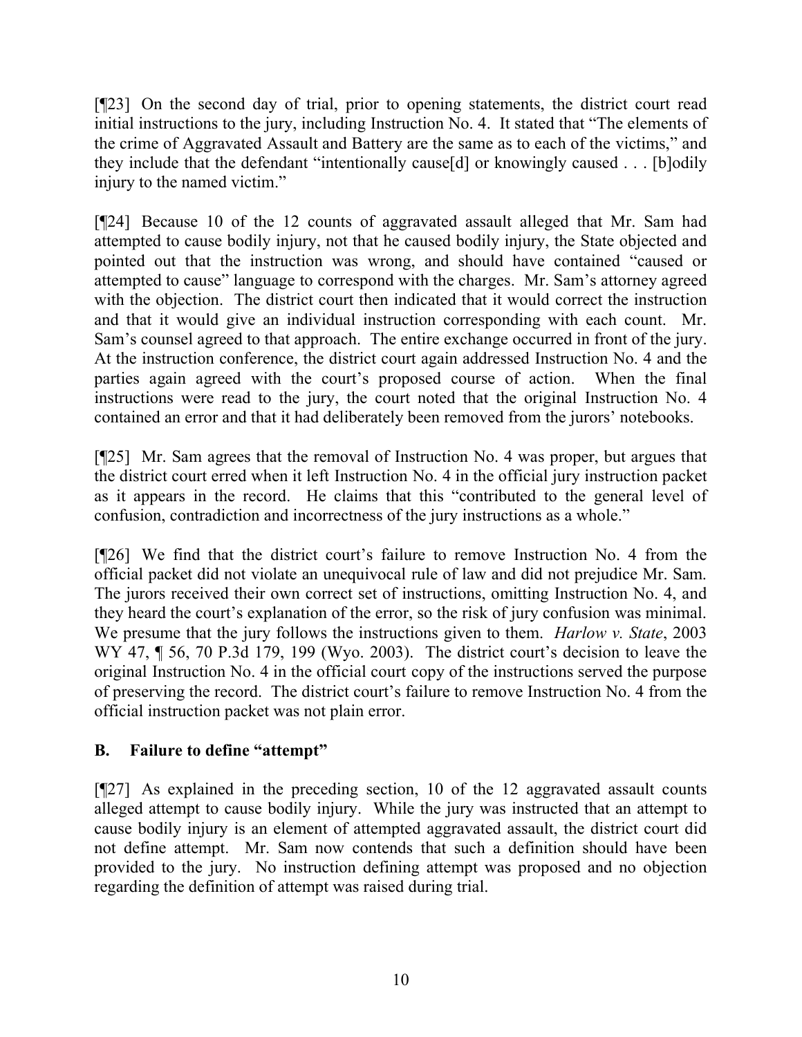[¶23] On the second day of trial, prior to opening statements, the district court read initial instructions to the jury, including Instruction No. 4. It stated that "The elements of the crime of Aggravated Assault and Battery are the same as to each of the victims," and they include that the defendant "intentionally cause[d] or knowingly caused . . . [b]odily injury to the named victim."

[¶24] Because 10 of the 12 counts of aggravated assault alleged that Mr. Sam had attempted to cause bodily injury, not that he caused bodily injury, the State objected and pointed out that the instruction was wrong, and should have contained "caused or attempted to cause" language to correspond with the charges. Mr. Sam's attorney agreed with the objection. The district court then indicated that it would correct the instruction and that it would give an individual instruction corresponding with each count. Mr. Sam's counsel agreed to that approach. The entire exchange occurred in front of the jury. At the instruction conference, the district court again addressed Instruction No. 4 and the parties again agreed with the court's proposed course of action. When the final instructions were read to the jury, the court noted that the original Instruction No. 4 contained an error and that it had deliberately been removed from the jurors' notebooks.

[¶25] Mr. Sam agrees that the removal of Instruction No. 4 was proper, but argues that the district court erred when it left Instruction No. 4 in the official jury instruction packet as it appears in the record. He claims that this "contributed to the general level of confusion, contradiction and incorrectness of the jury instructions as a whole."

[¶26] We find that the district court's failure to remove Instruction No. 4 from the official packet did not violate an unequivocal rule of law and did not prejudice Mr. Sam. The jurors received their own correct set of instructions, omitting Instruction No. 4, and they heard the court's explanation of the error, so the risk of jury confusion was minimal. We presume that the jury follows the instructions given to them. *Harlow v. State*, 2003 WY 47, ¶ 56, 70 P.3d 179, 199 (Wyo. 2003). The district court's decision to leave the original Instruction No. 4 in the official court copy of the instructions served the purpose of preserving the record. The district court's failure to remove Instruction No. 4 from the official instruction packet was not plain error.

## B. Failure to define "attempt"

[¶27] As explained in the preceding section, 10 of the 12 aggravated assault counts alleged attempt to cause bodily injury. While the jury was instructed that an attempt to cause bodily injury is an element of attempted aggravated assault, the district court did not define attempt. Mr. Sam now contends that such a definition should have been provided to the jury. No instruction defining attempt was proposed and no objection regarding the definition of attempt was raised during trial.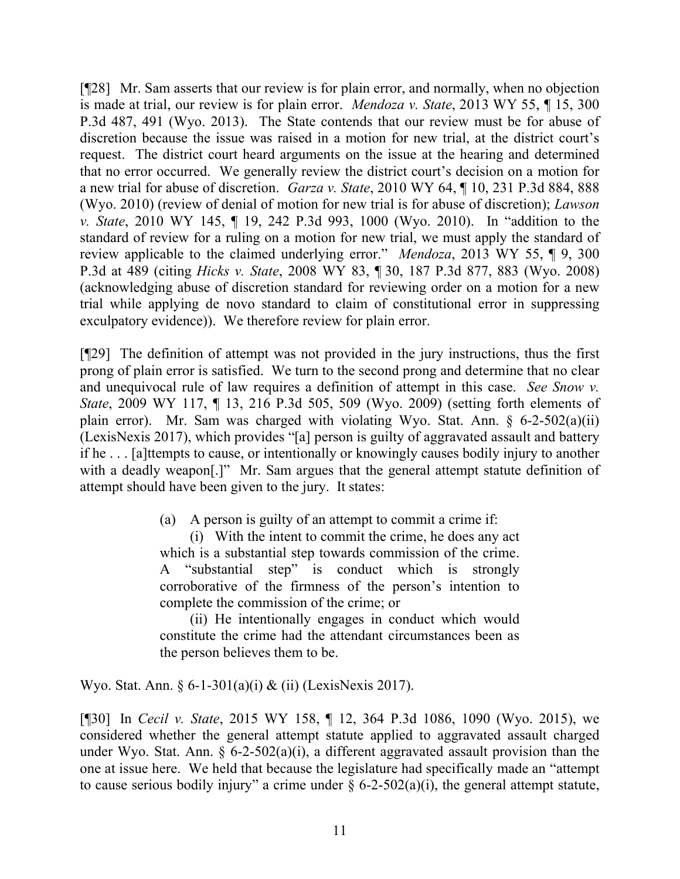[¶28] Mr. Sam asserts that our review is for plain error, and normally, when no objection is made at trial, our review is for plain error. *Mendoza v. State*, 2013 WY 55, ¶ 15, 300 P.3d 487, 491 (Wyo. 2013). The State contends that our review must be for abuse of discretion because the issue was raised in a motion for new trial, at the district court's request. The district court heard arguments on the issue at the hearing and determined that no error occurred. We generally review the district court's decision on a motion for a new trial for abuse of discretion. *Garza v. State*, 2010 WY 64, ¶ 10, 231 P.3d 884, 888 (Wyo. 2010) (review of denial of motion for new trial is for abuse of discretion); *Lawson v. State*, 2010 WY 145, ¶ 19, 242 P.3d 993, 1000 (Wyo. 2010). In "addition to the standard of review for a ruling on a motion for new trial, we must apply the standard of review applicable to the claimed underlying error." *Mendoza*, 2013 WY 55, ¶ 9, 300 P.3d at 489 (citing *Hicks v. State*, 2008 WY 83, ¶ 30, 187 P.3d 877, 883 (Wyo. 2008) (acknowledging abuse of discretion standard for reviewing order on a motion for a new trial while applying de novo standard to claim of constitutional error in suppressing exculpatory evidence)). We therefore review for plain error.

[¶29] The definition of attempt was not provided in the jury instructions, thus the first prong of plain error is satisfied. We turn to the second prong and determine that no clear and unequivocal rule of law requires a definition of attempt in this case. *See Snow v. State*, 2009 WY 117, ¶ 13, 216 P.3d 505, 509 (Wyo. 2009) (setting forth elements of plain error). Mr. Sam was charged with violating Wyo. Stat. Ann. § 6-2-502(a)(ii) (LexisNexis 2017), which provides "[a] person is guilty of aggravated assault and battery if he . . . [a]ttempts to cause, or intentionally or knowingly causes bodily injury to another with a deadly weapon[.]" Mr. Sam argues that the general attempt statute definition of attempt should have been given to the jury. It states:

> (a) A person is guilty of an attempt to commit a crime if:
>
> (i) With the intent to commit the crime, he does any act which is a substantial step towards commission of the crime. A "substantial step" is conduct which is strongly corroborative of the firmness of the person's intention to complete the commission of the crime; or
>
> (ii) He intentionally engages in conduct which would constitute the crime had the attendant circumstances been as the person believes them to be.

Wyo. Stat. Ann. § 6-1-301(a)(i) & (ii) (LexisNexis 2017).

[¶30] In *Cecil v. State*, 2015 WY 158, ¶ 12, 364 P.3d 1086, 1090 (Wyo. 2015), we considered whether the general attempt statute applied to aggravated assault charged under Wyo. Stat. Ann. § 6-2-502(a)(i), a different aggravated assault provision than the one at issue here. We held that because the legislature had specifically made an "attempt to cause serious bodily injury" a crime under § 6-2-502(a)(i), the general attempt statute,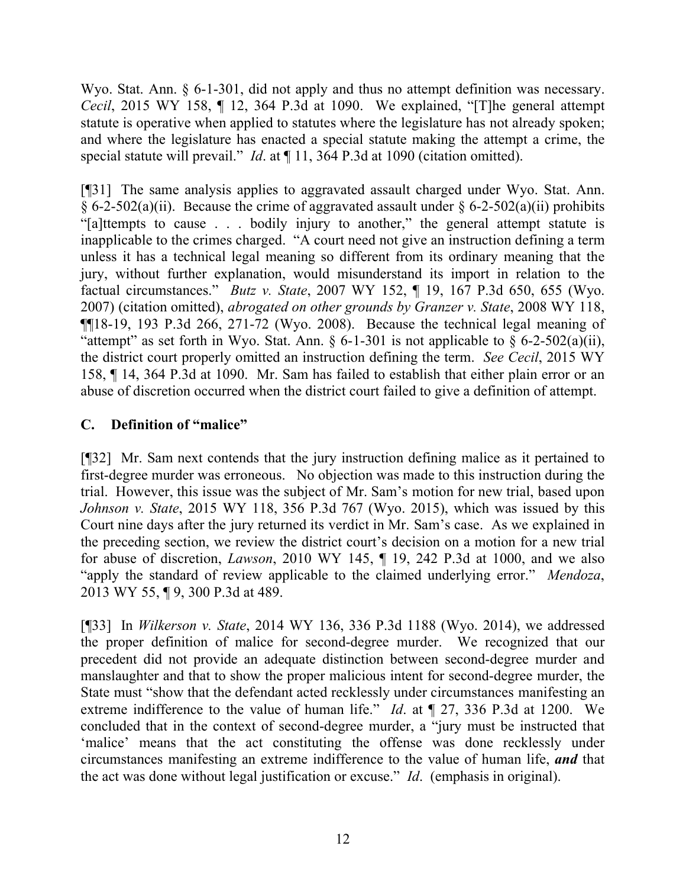Wyo. Stat. Ann. § 6-1-301, did not apply and thus no attempt definition was necessary. *Cecil*, 2015 WY 158, ¶ 12, 364 P.3d at 1090. We explained, "[T]he general attempt statute is operative when applied to statutes where the legislature has not already spoken; and where the legislature has enacted a special statute making the attempt a crime, the special statute will prevail." *Id*. at ¶ 11, 364 P.3d at 1090 (citation omitted).

[¶31] The same analysis applies to aggravated assault charged under Wyo. Stat. Ann. § 6-2-502(a)(ii). Because the crime of aggravated assault under § 6-2-502(a)(ii) prohibits "[a]ttempts to cause . . . bodily injury to another," the general attempt statute is inapplicable to the crimes charged. "A court need not give an instruction defining a term unless it has a technical legal meaning so different from its ordinary meaning that the jury, without further explanation, would misunderstand its import in relation to the factual circumstances." *Butz v. State*, 2007 WY 152, ¶ 19, 167 P.3d 650, 655 (Wyo. 2007) (citation omitted), *abrogated on other grounds by Granzer v. State*, 2008 WY 118, ¶¶18-19, 193 P.3d 266, 271-72 (Wyo. 2008). Because the technical legal meaning of "attempt" as set forth in Wyo. Stat. Ann. § 6-1-301 is not applicable to § 6-2-502(a)(ii), the district court properly omitted an instruction defining the term. *See Cecil*, 2015 WY 158, ¶ 14, 364 P.3d at 1090. Mr. Sam has failed to establish that either plain error or an abuse of discretion occurred when the district court failed to give a definition of attempt.

## C. Definition of "malice"

[¶32] Mr. Sam next contends that the jury instruction defining malice as it pertained to first-degree murder was erroneous. No objection was made to this instruction during the trial. However, this issue was the subject of Mr. Sam's motion for new trial, based upon *Johnson v. State*, 2015 WY 118, 356 P.3d 767 (Wyo. 2015), which was issued by this Court nine days after the jury returned its verdict in Mr. Sam's case. As we explained in the preceding section, we review the district court's decision on a motion for a new trial for abuse of discretion, *Lawson*, 2010 WY 145, ¶ 19, 242 P.3d at 1000, and we also "apply the standard of review applicable to the claimed underlying error." *Mendoza*, 2013 WY 55, ¶ 9, 300 P.3d at 489.

[¶33] In *Wilkerson v. State*, 2014 WY 136, 336 P.3d 1188 (Wyo. 2014), we addressed the proper definition of malice for second-degree murder. We recognized that our precedent did not provide an adequate distinction between second-degree murder and manslaughter and that to show the proper malicious intent for second-degree murder, the State must "show that the defendant acted recklessly under circumstances manifesting an extreme indifference to the value of human life." *Id*. at ¶ 27, 336 P.3d at 1200. We concluded that in the context of second-degree murder, a "jury must be instructed that 'malice' means that the act constituting the offense was done recklessly under circumstances manifesting an extreme indifference to the value of human life, ***and*** that the act was done without legal justification or excuse." *Id*. (emphasis in original).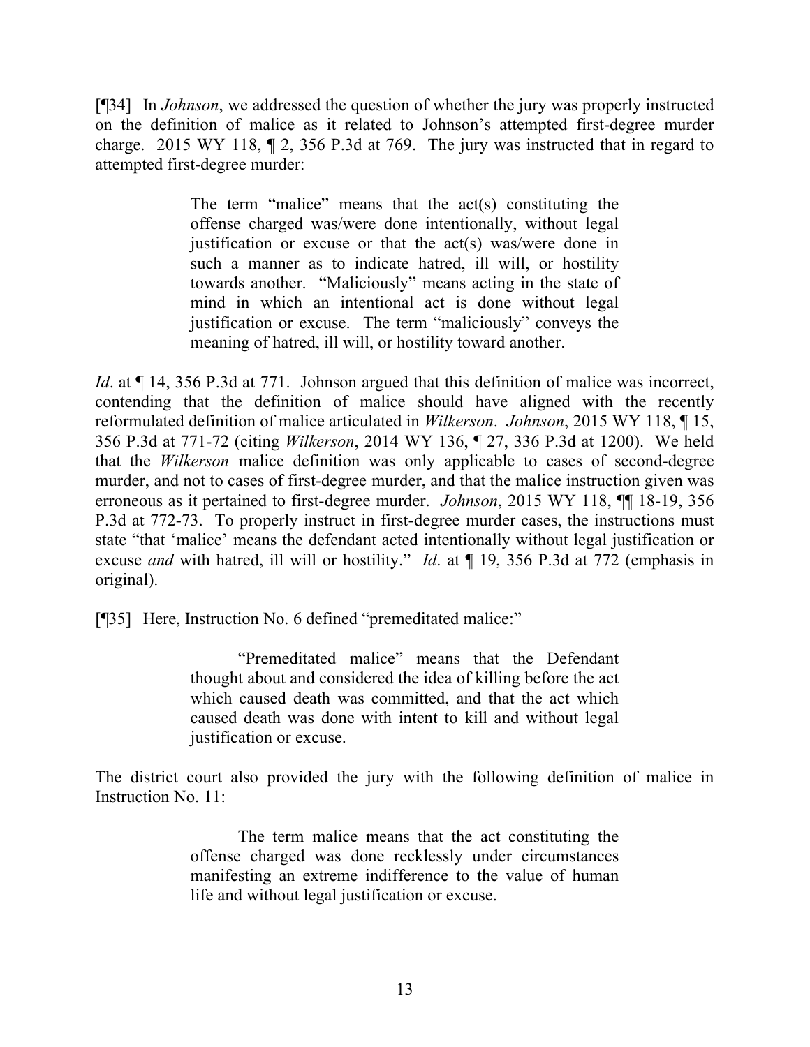[¶34] In *Johnson*, we addressed the question of whether the jury was properly instructed on the definition of malice as it related to Johnson's attempted first-degree murder charge. 2015 WY 118, ¶ 2, 356 P.3d at 769. The jury was instructed that in regard to attempted first-degree murder:

> The term "malice" means that the act(s) constituting the offense charged was/were done intentionally, without legal justification or excuse or that the act(s) was/were done in such a manner as to indicate hatred, ill will, or hostility towards another. "Maliciously" means acting in the state of mind in which an intentional act is done without legal justification or excuse. The term "maliciously" conveys the meaning of hatred, ill will, or hostility toward another.

*Id*. at ¶ 14, 356 P.3d at 771. Johnson argued that this definition of malice was incorrect, contending that the definition of malice should have aligned with the recently reformulated definition of malice articulated in *Wilkerson*. *Johnson*, 2015 WY 118, ¶ 15, 356 P.3d at 771-72 (citing *Wilkerson*, 2014 WY 136, ¶ 27, 336 P.3d at 1200). We held that the *Wilkerson* malice definition was only applicable to cases of second-degree murder, and not to cases of first-degree murder, and that the malice instruction given was erroneous as it pertained to first-degree murder. *Johnson*, 2015 WY 118, ¶¶ 18-19, 356 P.3d at 772-73. To properly instruct in first-degree murder cases, the instructions must state "that 'malice' means the defendant acted intentionally without legal justification or excuse *and* with hatred, ill will or hostility." *Id*. at ¶ 19, 356 P.3d at 772 (emphasis in original).

[¶35] Here, Instruction No. 6 defined "premeditated malice:"

> "Premeditated malice" means that the Defendant thought about and considered the idea of killing before the act which caused death was committed, and that the act which caused death was done with intent to kill and without legal justification or excuse.

The district court also provided the jury with the following definition of malice in Instruction No. 11:

> The term malice means that the act constituting the offense charged was done recklessly under circumstances manifesting an extreme indifference to the value of human life and without legal justification or excuse.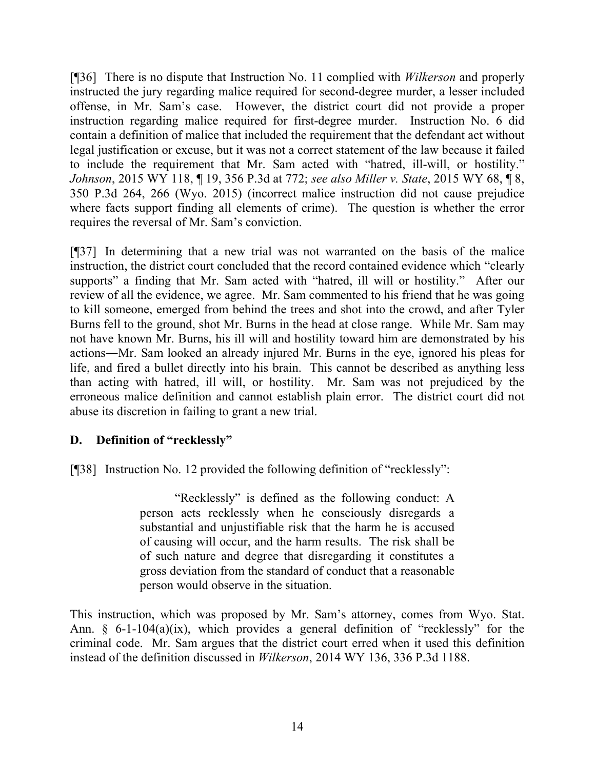[¶36] There is no dispute that Instruction No. 11 complied with *Wilkerson* and properly instructed the jury regarding malice required for second-degree murder, a lesser included offense, in Mr. Sam's case. However, the district court did not provide a proper instruction regarding malice required for first-degree murder. Instruction No. 6 did contain a definition of malice that included the requirement that the defendant act without legal justification or excuse, but it was not a correct statement of the law because it failed to include the requirement that Mr. Sam acted with "hatred, ill-will, or hostility." *Johnson*, 2015 WY 118, ¶ 19, 356 P.3d at 772; *see also Miller v. State*, 2015 WY 68, ¶ 8, 350 P.3d 264, 266 (Wyo. 2015) (incorrect malice instruction did not cause prejudice where facts support finding all elements of crime). The question is whether the error requires the reversal of Mr. Sam's conviction.

[¶37] In determining that a new trial was not warranted on the basis of the malice instruction, the district court concluded that the record contained evidence which "clearly supports" a finding that Mr. Sam acted with "hatred, ill will or hostility." After our review of all the evidence, we agree. Mr. Sam commented to his friend that he was going to kill someone, emerged from behind the trees and shot into the crowd, and after Tyler Burns fell to the ground, shot Mr. Burns in the head at close range. While Mr. Sam may not have known Mr. Burns, his ill will and hostility toward him are demonstrated by his actions―Mr. Sam looked an already injured Mr. Burns in the eye, ignored his pleas for life, and fired a bullet directly into his brain. This cannot be described as anything less than acting with hatred, ill will, or hostility. Mr. Sam was not prejudiced by the erroneous malice definition and cannot establish plain error. The district court did not abuse its discretion in failing to grant a new trial.

### D. Definition of "recklessly"

[¶38] Instruction No. 12 provided the following definition of "recklessly":

> "Recklessly" is defined as the following conduct: A person acts recklessly when he consciously disregards a substantial and unjustifiable risk that the harm he is accused of causing will occur, and the harm results. The risk shall be of such nature and degree that disregarding it constitutes a gross deviation from the standard of conduct that a reasonable person would observe in the situation.

This instruction, which was proposed by Mr. Sam's attorney, comes from Wyo. Stat. Ann. § 6-1-104(a)(ix), which provides a general definition of "recklessly" for the criminal code. Mr. Sam argues that the district court erred when it used this definition instead of the definition discussed in *Wilkerson*, 2014 WY 136, 336 P.3d 1188.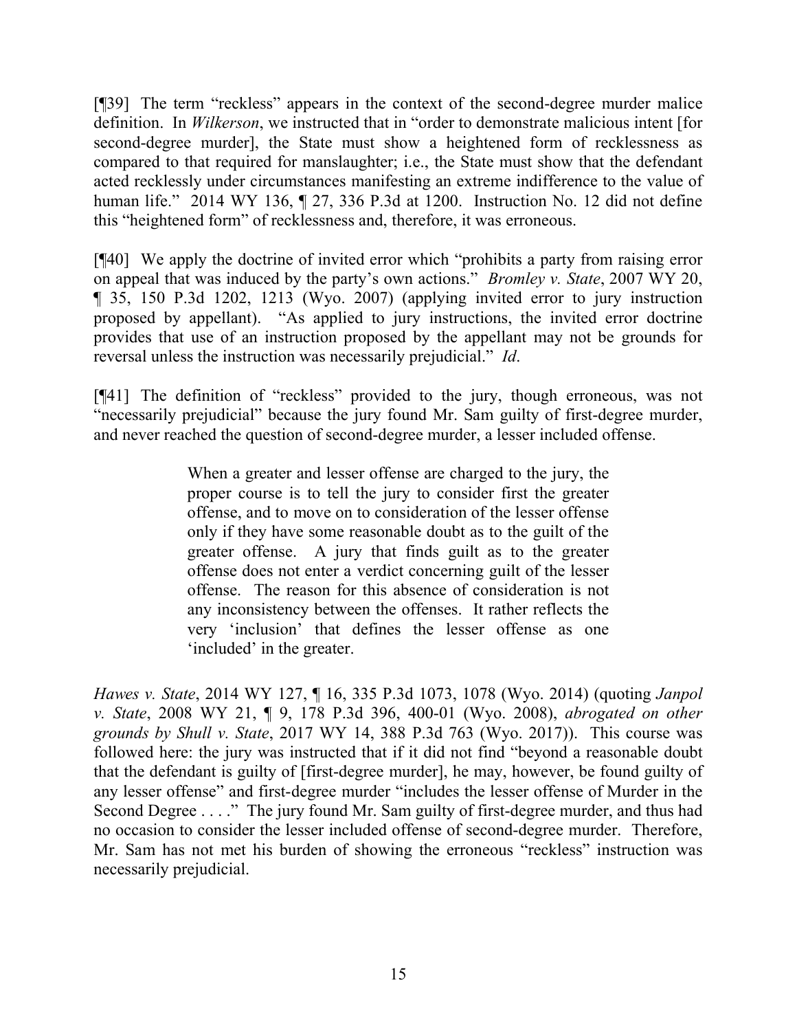[¶39] The term "reckless" appears in the context of the second-degree murder malice definition. In *Wilkerson*, we instructed that in "order to demonstrate malicious intent [for second-degree murder], the State must show a heightened form of recklessness as compared to that required for manslaughter; i.e., the State must show that the defendant acted recklessly under circumstances manifesting an extreme indifference to the value of human life." 2014 WY 136, ¶ 27, 336 P.3d at 1200. Instruction No. 12 did not define this "heightened form" of recklessness and, therefore, it was erroneous.

[¶40] We apply the doctrine of invited error which "prohibits a party from raising error on appeal that was induced by the party's own actions." *Bromley v. State*, 2007 WY 20, ¶ 35, 150 P.3d 1202, 1213 (Wyo. 2007) (applying invited error to jury instruction proposed by appellant). "As applied to jury instructions, the invited error doctrine provides that use of an instruction proposed by the appellant may not be grounds for reversal unless the instruction was necessarily prejudicial." *Id*.

[¶41] The definition of "reckless" provided to the jury, though erroneous, was not "necessarily prejudicial" because the jury found Mr. Sam guilty of first-degree murder, and never reached the question of second-degree murder, a lesser included offense.

> When a greater and lesser offense are charged to the jury, the proper course is to tell the jury to consider first the greater offense, and to move on to consideration of the lesser offense only if they have some reasonable doubt as to the guilt of the greater offense. A jury that finds guilt as to the greater offense does not enter a verdict concerning guilt of the lesser offense. The reason for this absence of consideration is not any inconsistency between the offenses. It rather reflects the very 'inclusion' that defines the lesser offense as one 'included' in the greater.

*Hawes v. State*, 2014 WY 127, ¶ 16, 335 P.3d 1073, 1078 (Wyo. 2014) (quoting *Janpol v. State*, 2008 WY 21, ¶ 9, 178 P.3d 396, 400-01 (Wyo. 2008), *abrogated on other grounds by Shull v. State*, 2017 WY 14, 388 P.3d 763 (Wyo. 2017)). This course was followed here: the jury was instructed that if it did not find "beyond a reasonable doubt that the defendant is guilty of [first-degree murder], he may, however, be found guilty of any lesser offense" and first-degree murder "includes the lesser offense of Murder in the Second Degree . . . ." The jury found Mr. Sam guilty of first-degree murder, and thus had no occasion to consider the lesser included offense of second-degree murder. Therefore, Mr. Sam has not met his burden of showing the erroneous "reckless" instruction was necessarily prejudicial.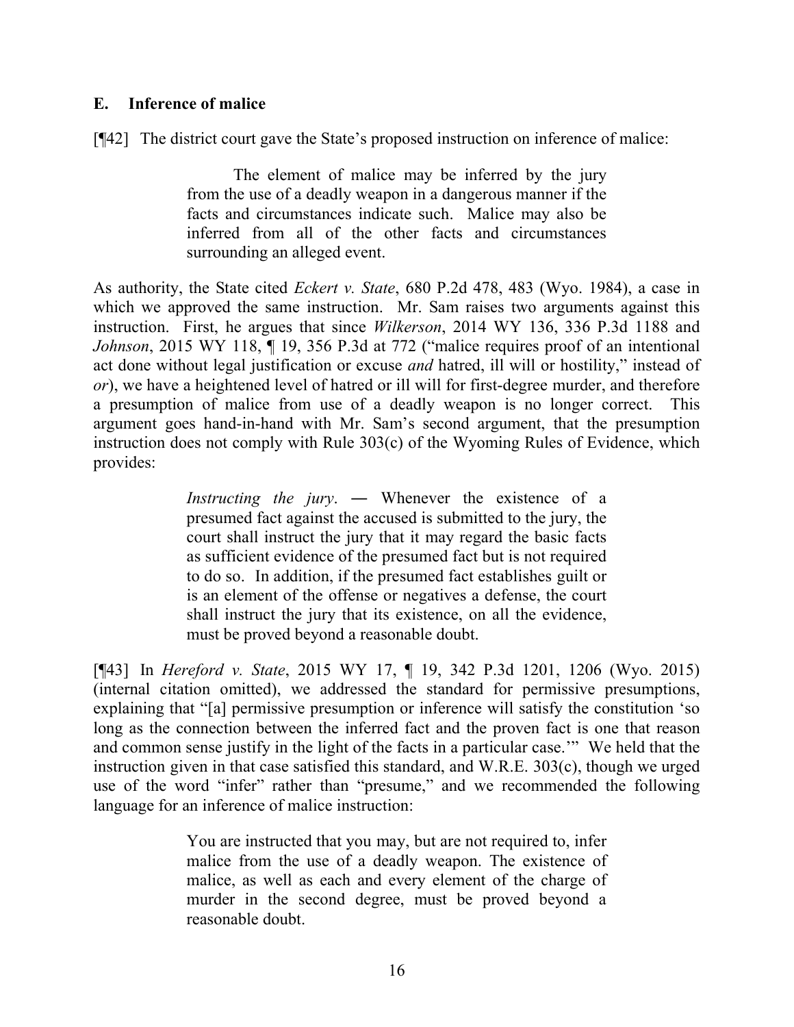### E. Inference of malice

[¶42] The district court gave the State's proposed instruction on inference of malice:

> The element of malice may be inferred by the jury from the use of a deadly weapon in a dangerous manner if the facts and circumstances indicate such. Malice may also be inferred from all of the other facts and circumstances surrounding an alleged event.

As authority, the State cited *Eckert v. State*, 680 P.2d 478, 483 (Wyo. 1984), a case in which we approved the same instruction. Mr. Sam raises two arguments against this instruction. First, he argues that since *Wilkerson*, 2014 WY 136, 336 P.3d 1188 and *Johnson*, 2015 WY 118, ¶ 19, 356 P.3d at 772 ("malice requires proof of an intentional act done without legal justification or excuse *and* hatred, ill will or hostility," instead of *or*), we have a heightened level of hatred or ill will for first-degree murder, and therefore a presumption of malice from use of a deadly weapon is no longer correct. This argument goes hand-in-hand with Mr. Sam's second argument, that the presumption instruction does not comply with Rule 303(c) of the Wyoming Rules of Evidence, which provides:

> *Instructing the jury*. — Whenever the existence of a presumed fact against the accused is submitted to the jury, the court shall instruct the jury that it may regard the basic facts as sufficient evidence of the presumed fact but is not required to do so. In addition, if the presumed fact establishes guilt or is an element of the offense or negatives a defense, the court shall instruct the jury that its existence, on all the evidence, must be proved beyond a reasonable doubt.

[¶43] In *Hereford v. State*, 2015 WY 17, ¶ 19, 342 P.3d 1201, 1206 (Wyo. 2015) (internal citation omitted), we addressed the standard for permissive presumptions, explaining that "[a] permissive presumption or inference will satisfy the constitution 'so long as the connection between the inferred fact and the proven fact is one that reason and common sense justify in the light of the facts in a particular case.'" We held that the instruction given in that case satisfied this standard, and W.R.E. 303(c), though we urged use of the word "infer" rather than "presume," and we recommended the following language for an inference of malice instruction:

> You are instructed that you may, but are not required to, infer malice from the use of a deadly weapon. The existence of malice, as well as each and every element of the charge of murder in the second degree, must be proved beyond a reasonable doubt.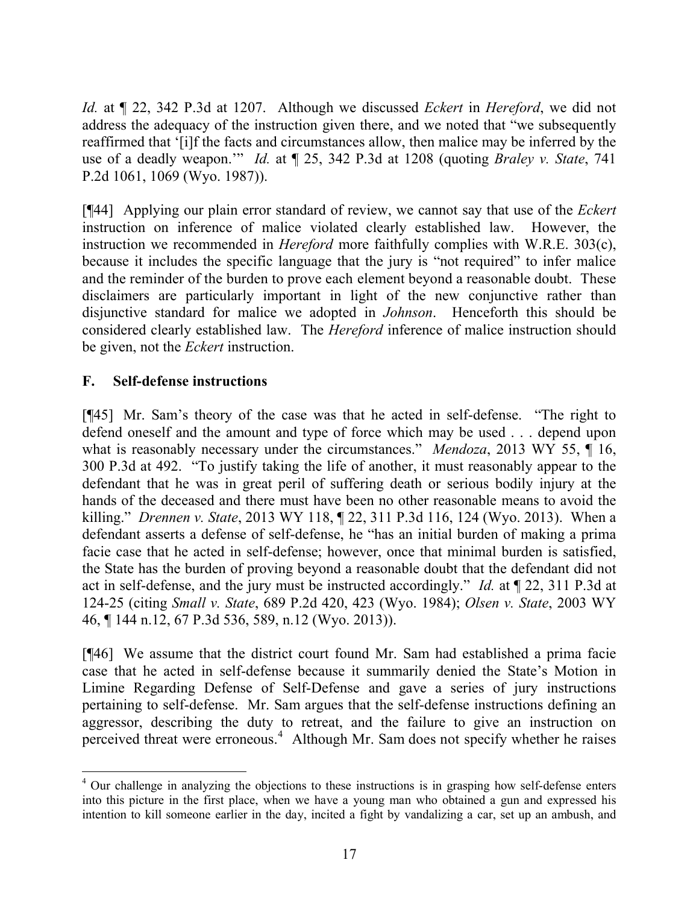*Id.* at ¶ 22, 342 P.3d at 1207. Although we discussed *Eckert* in *Hereford*, we did not address the adequacy of the instruction given there, and we noted that "we subsequently reaffirmed that '[i]f the facts and circumstances allow, then malice may be inferred by the use of a deadly weapon.'" *Id.* at ¶ 25, 342 P.3d at 1208 (quoting *Braley v. State*, 741 P.2d 1061, 1069 (Wyo. 1987)).

[¶44] Applying our plain error standard of review, we cannot say that use of the *Eckert* instruction on inference of malice violated clearly established law. However, the instruction we recommended in *Hereford* more faithfully complies with W.R.E. 303(c), because it includes the specific language that the jury is "not required" to infer malice and the reminder of the burden to prove each element beyond a reasonable doubt. These disclaimers are particularly important in light of the new conjunctive rather than disjunctive standard for malice we adopted in *Johnson*. Henceforth this should be considered clearly established law. The *Hereford* inference of malice instruction should be given, not the *Eckert* instruction.

## F. Self-defense instructions

[¶45] Mr. Sam's theory of the case was that he acted in self-defense. "The right to defend oneself and the amount and type of force which may be used . . . depend upon what is reasonably necessary under the circumstances." *Mendoza*, 2013 WY 55, ¶ 16, 300 P.3d at 492. "To justify taking the life of another, it must reasonably appear to the defendant that he was in great peril of suffering death or serious bodily injury at the hands of the deceased and there must have been no other reasonable means to avoid the killing." *Drennen v. State*, 2013 WY 118, ¶ 22, 311 P.3d 116, 124 (Wyo. 2013). When a defendant asserts a defense of self-defense, he "has an initial burden of making a prima facie case that he acted in self-defense; however, once that minimal burden is satisfied, the State has the burden of proving beyond a reasonable doubt that the defendant did not act in self-defense, and the jury must be instructed accordingly." *Id.* at ¶ 22, 311 P.3d at 124-25 (citing *Small v. State*, 689 P.2d 420, 423 (Wyo. 1984); *Olsen v. State*, 2003 WY 46, ¶ 144 n.12, 67 P.3d 536, 589, n.12 (Wyo. 2013)).

[¶46] We assume that the district court found Mr. Sam had established a prima facie case that he acted in self-defense because it summarily denied the State's Motion in Limine Regarding Defense of Self-Defense and gave a series of jury instructions pertaining to self-defense. Mr. Sam argues that the self-defense instructions defining an aggressor, describing the duty to retreat, and the failure to give an instruction on perceived threat were erroneous.[4] Although Mr. Sam does not specify whether he raises

---

[4] Our challenge in analyzing the objections to these instructions is in grasping how self-defense enters into this picture in the first place, when we have a young man who obtained a gun and expressed his intention to kill someone earlier in the day, incited a fight by vandalizing a car, set up an ambush, and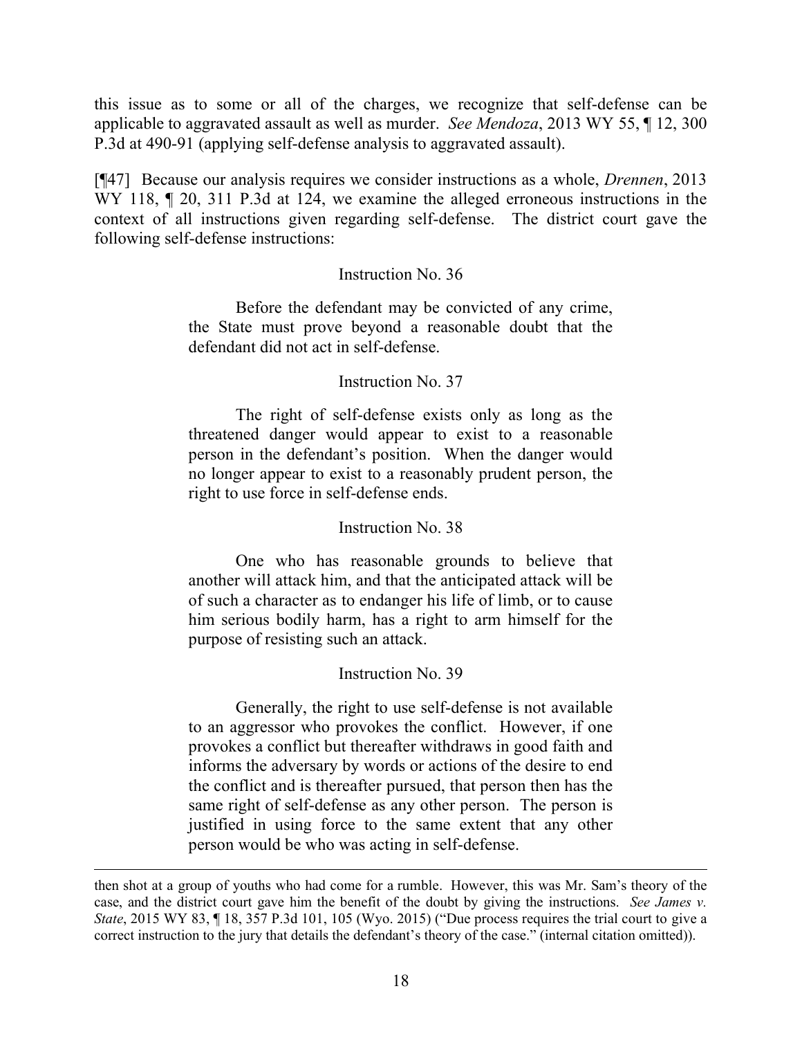this issue as to some or all of the charges, we recognize that self-defense can be applicable to aggravated assault as well as murder. *See Mendoza*, 2013 WY 55, ¶ 12, 300 P.3d at 490-91 (applying self-defense analysis to aggravated assault).

[¶47] Because our analysis requires we consider instructions as a whole, *Drennen*, 2013 WY 118, ¶ 20, 311 P.3d at 124, we examine the alleged erroneous instructions in the context of all instructions given regarding self-defense. The district court gave the following self-defense instructions:

> Instruction No. 36
>
> Before the defendant may be convicted of any crime, the State must prove beyond a reasonable doubt that the defendant did not act in self-defense.
>
> Instruction No. 37
>
> The right of self-defense exists only as long as the threatened danger would appear to exist to a reasonable person in the defendant's position. When the danger would no longer appear to exist to a reasonably prudent person, the right to use force in self-defense ends.
>
> Instruction No. 38
>
> One who has reasonable grounds to believe that another will attack him, and that the anticipated attack will be of such a character as to endanger his life of limb, or to cause him serious bodily harm, has a right to arm himself for the purpose of resisting such an attack.
>
> Instruction No. 39
>
> Generally, the right to use self-defense is not available to an aggressor who provokes the conflict. However, if one provokes a conflict but thereafter withdraws in good faith and informs the adversary by words or actions of the desire to end the conflict and is thereafter pursued, that person then has the same right of self-defense as any other person. The person is justified in using force to the same extent that any other person would be who was acting in self-defense.

---

then shot at a group of youths who had come for a rumble. However, this was Mr. Sam's theory of the case, and the district court gave him the benefit of the doubt by giving the instructions. *See James v. State*, 2015 WY 83, ¶ 18, 357 P.3d 101, 105 (Wyo. 2015) ("Due process requires the trial court to give a correct instruction to the jury that details the defendant's theory of the case." (internal citation omitted)).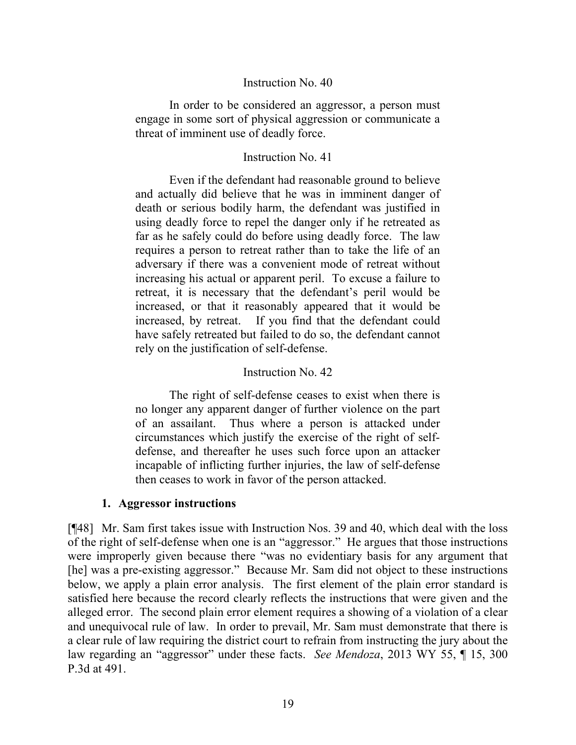Instruction No. 40

In order to be considered an aggressor, a person must engage in some sort of physical aggression or communicate a threat of imminent use of deadly force.

Instruction No. 41

Even if the defendant had reasonable ground to believe and actually did believe that he was in imminent danger of death or serious bodily harm, the defendant was justified in using deadly force to repel the danger only if he retreated as far as he safely could do before using deadly force. The law requires a person to retreat rather than to take the life of an adversary if there was a convenient mode of retreat without increasing his actual or apparent peril. To excuse a failure to retreat, it is necessary that the defendant's peril would be increased, or that it reasonably appeared that it would be increased, by retreat. If you find that the defendant could have safely retreated but failed to do so, the defendant cannot rely on the justification of self-defense.

Instruction No. 42

The right of self-defense ceases to exist when there is no longer any apparent danger of further violence on the part of an assailant. Thus where a person is attacked under circumstances which justify the exercise of the right of self-defense, and thereafter he uses such force upon an attacker incapable of inflicting further injuries, the law of self-defense then ceases to work in favor of the person attacked.

**1. Aggressor instructions**

[¶48] Mr. Sam first takes issue with Instruction Nos. 39 and 40, which deal with the loss of the right of self-defense when one is an "aggressor." He argues that those instructions were improperly given because there "was no evidentiary basis for any argument that [he] was a pre-existing aggressor." Because Mr. Sam did not object to these instructions below, we apply a plain error analysis. The first element of the plain error standard is satisfied here because the record clearly reflects the instructions that were given and the alleged error. The second plain error element requires a showing of a violation of a clear and unequivocal rule of law. In order to prevail, Mr. Sam must demonstrate that there is a clear rule of law requiring the district court to refrain from instructing the jury about the law regarding an "aggressor" under these facts. *See Mendoza*, 2013 WY 55, ¶ 15, 300 P.3d at 491.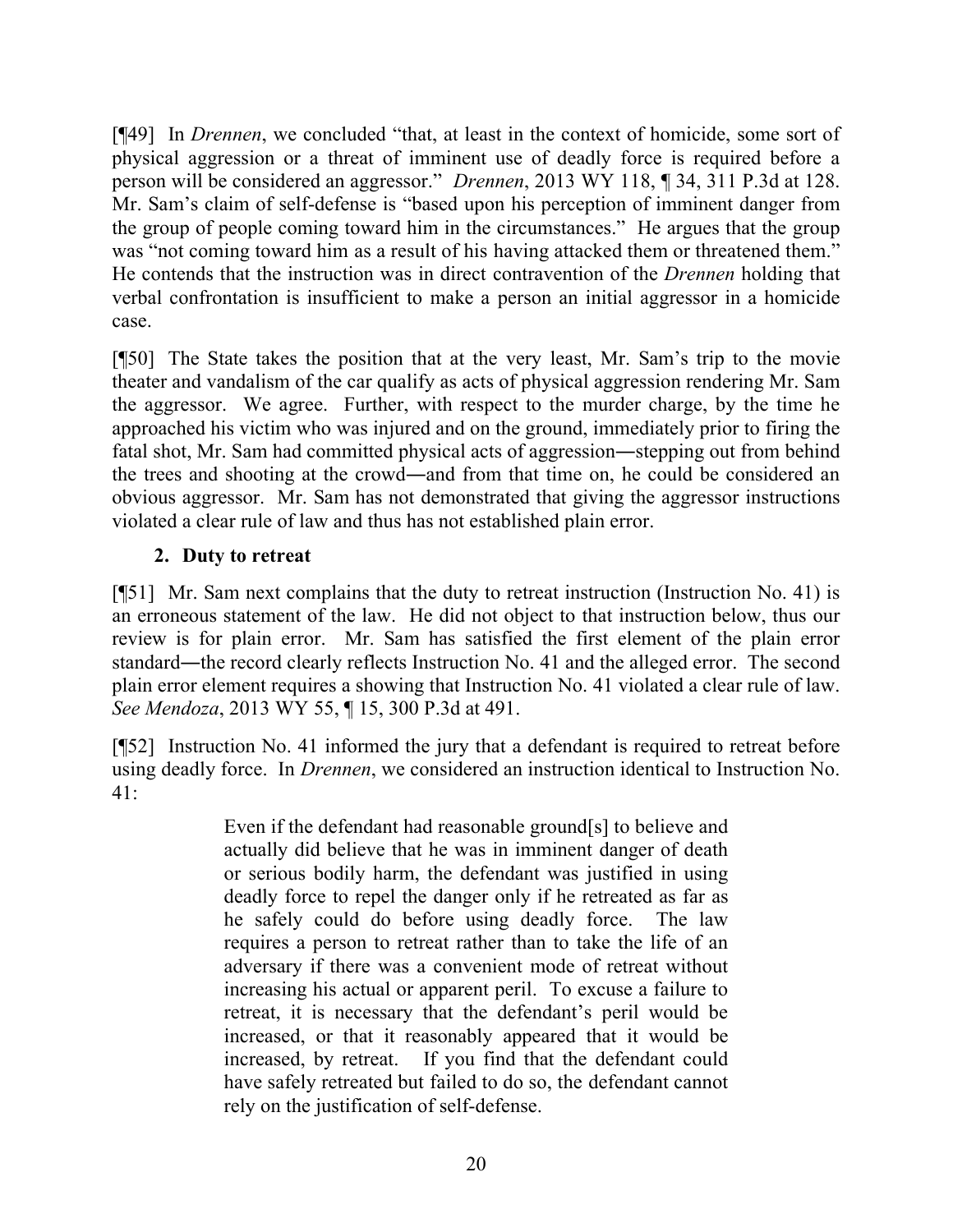[¶49] In *Drennen*, we concluded "that, at least in the context of homicide, some sort of physical aggression or a threat of imminent use of deadly force is required before a person will be considered an aggressor." *Drennen*, 2013 WY 118, ¶ 34, 311 P.3d at 128. Mr. Sam's claim of self-defense is "based upon his perception of imminent danger from the group of people coming toward him in the circumstances." He argues that the group was "not coming toward him as a result of his having attacked them or threatened them." He contends that the instruction was in direct contravention of the *Drennen* holding that verbal confrontation is insufficient to make a person an initial aggressor in a homicide case.

[¶50] The State takes the position that at the very least, Mr. Sam's trip to the movie theater and vandalism of the car qualify as acts of physical aggression rendering Mr. Sam the aggressor. We agree. Further, with respect to the murder charge, by the time he approached his victim who was injured and on the ground, immediately prior to firing the fatal shot, Mr. Sam had committed physical acts of aggression―stepping out from behind the trees and shooting at the crowd―and from that time on, he could be considered an obvious aggressor. Mr. Sam has not demonstrated that giving the aggressor instructions violated a clear rule of law and thus has not established plain error.

### 2. Duty to retreat

[¶51] Mr. Sam next complains that the duty to retreat instruction (Instruction No. 41) is an erroneous statement of the law. He did not object to that instruction below, thus our review is for plain error. Mr. Sam has satisfied the first element of the plain error standard―the record clearly reflects Instruction No. 41 and the alleged error. The second plain error element requires a showing that Instruction No. 41 violated a clear rule of law. *See Mendoza*, 2013 WY 55, ¶ 15, 300 P.3d at 491.

[¶52] Instruction No. 41 informed the jury that a defendant is required to retreat before using deadly force. In *Drennen*, we considered an instruction identical to Instruction No. 41:

> Even if the defendant had reasonable ground[s] to believe and actually did believe that he was in imminent danger of death or serious bodily harm, the defendant was justified in using deadly force to repel the danger only if he retreated as far as he safely could do before using deadly force. The law requires a person to retreat rather than to take the life of an adversary if there was a convenient mode of retreat without increasing his actual or apparent peril. To excuse a failure to retreat, it is necessary that the defendant's peril would be increased, or that it reasonably appeared that it would be increased, by retreat. If you find that the defendant could have safely retreated but failed to do so, the defendant cannot rely on the justification of self-defense.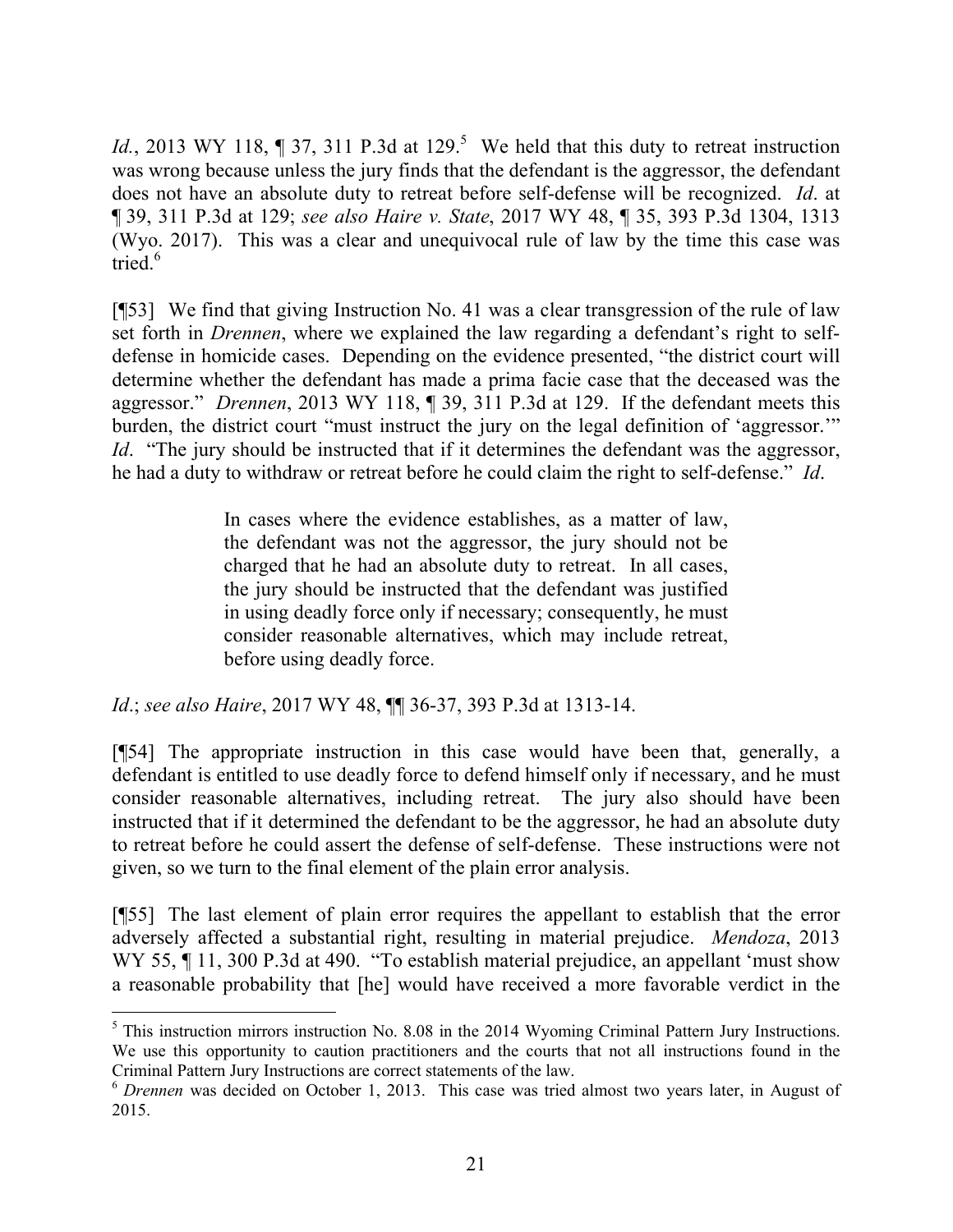*Id.*, 2013 WY 118, ¶ 37, 311 P.3d at 129.[5] We held that this duty to retreat instruction was wrong because unless the jury finds that the defendant is the aggressor, the defendant does not have an absolute duty to retreat before self-defense will be recognized. *Id*. at ¶ 39, 311 P.3d at 129; *see also Haire v. State*, 2017 WY 48, ¶ 35, 393 P.3d 1304, 1313 (Wyo. 2017). This was a clear and unequivocal rule of law by the time this case was tried.[6]

[¶53] We find that giving Instruction No. 41 was a clear transgression of the rule of law set forth in *Drennen*, where we explained the law regarding a defendant's right to self-defense in homicide cases. Depending on the evidence presented, "the district court will determine whether the defendant has made a prima facie case that the deceased was the aggressor." *Drennen*, 2013 WY 118, ¶ 39, 311 P.3d at 129. If the defendant meets this burden, the district court "must instruct the jury on the legal definition of 'aggressor.'" *Id*. "The jury should be instructed that if it determines the defendant was the aggressor, he had a duty to withdraw or retreat before he could claim the right to self-defense." *Id*.

> In cases where the evidence establishes, as a matter of law, the defendant was not the aggressor, the jury should not be charged that he had an absolute duty to retreat. In all cases, the jury should be instructed that the defendant was justified in using deadly force only if necessary; consequently, he must consider reasonable alternatives, which may include retreat, before using deadly force.

*Id*.; *see also Haire*, 2017 WY 48, ¶¶ 36-37, 393 P.3d at 1313-14.

[¶54] The appropriate instruction in this case would have been that, generally, a defendant is entitled to use deadly force to defend himself only if necessary, and he must consider reasonable alternatives, including retreat. The jury also should have been instructed that if it determined the defendant to be the aggressor, he had an absolute duty to retreat before he could assert the defense of self-defense. These instructions were not given, so we turn to the final element of the plain error analysis.

[¶55] The last element of plain error requires the appellant to establish that the error adversely affected a substantial right, resulting in material prejudice. *Mendoza*, 2013 WY 55, ¶ 11, 300 P.3d at 490. "To establish material prejudice, an appellant 'must show a reasonable probability that [he] would have received a more favorable verdict in the

---

[5] This instruction mirrors instruction No. 8.08 in the 2014 Wyoming Criminal Pattern Jury Instructions. We use this opportunity to caution practitioners and the courts that not all instructions found in the Criminal Pattern Jury Instructions are correct statements of the law.

[6] *Drennen* was decided on October 1, 2013. This case was tried almost two years later, in August of 2015.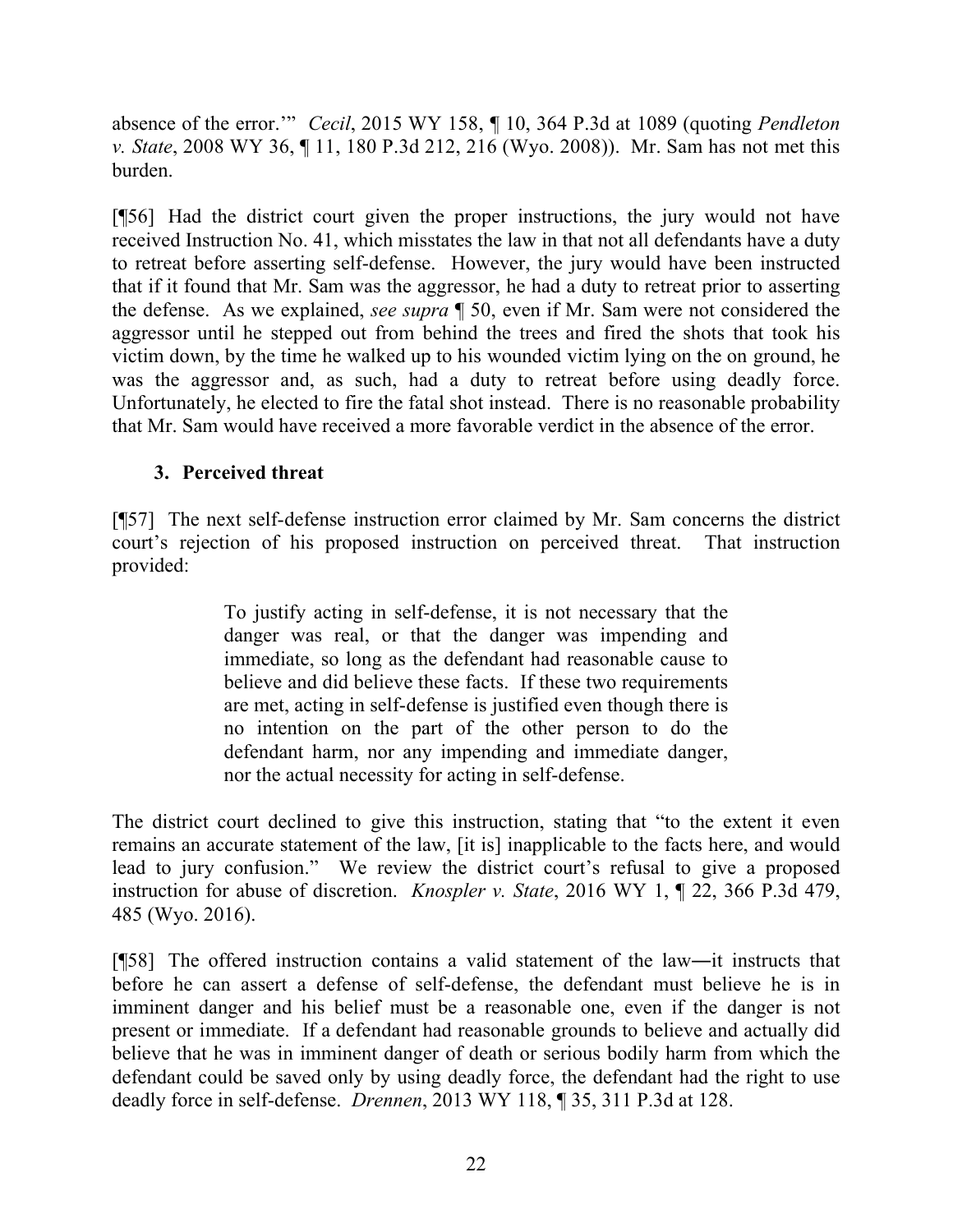absence of the error.'" *Cecil*, 2015 WY 158, ¶ 10, 364 P.3d at 1089 (quoting *Pendleton v. State*, 2008 WY 36, ¶ 11, 180 P.3d 212, 216 (Wyo. 2008)). Mr. Sam has not met this burden.

[¶56] Had the district court given the proper instructions, the jury would not have received Instruction No. 41, which misstates the law in that not all defendants have a duty to retreat before asserting self-defense. However, the jury would have been instructed that if it found that Mr. Sam was the aggressor, he had a duty to retreat prior to asserting the defense. As we explained, *see supra* ¶ 50, even if Mr. Sam were not considered the aggressor until he stepped out from behind the trees and fired the shots that took his victim down, by the time he walked up to his wounded victim lying on the on ground, he was the aggressor and, as such, had a duty to retreat before using deadly force. Unfortunately, he elected to fire the fatal shot instead. There is no reasonable probability that Mr. Sam would have received a more favorable verdict in the absence of the error.

### 3. Perceived threat

[¶57] The next self-defense instruction error claimed by Mr. Sam concerns the district court's rejection of his proposed instruction on perceived threat. That instruction provided:

> To justify acting in self-defense, it is not necessary that the danger was real, or that the danger was impending and immediate, so long as the defendant had reasonable cause to believe and did believe these facts. If these two requirements are met, acting in self-defense is justified even though there is no intention on the part of the other person to do the defendant harm, nor any impending and immediate danger, nor the actual necessity for acting in self-defense.

The district court declined to give this instruction, stating that "to the extent it even remains an accurate statement of the law, [it is] inapplicable to the facts here, and would lead to jury confusion." We review the district court's refusal to give a proposed instruction for abuse of discretion. *Knospler v. State*, 2016 WY 1, ¶ 22, 366 P.3d 479, 485 (Wyo. 2016).

[¶58] The offered instruction contains a valid statement of the law―it instructs that before he can assert a defense of self-defense, the defendant must believe he is in imminent danger and his belief must be a reasonable one, even if the danger is not present or immediate. If a defendant had reasonable grounds to believe and actually did believe that he was in imminent danger of death or serious bodily harm from which the defendant could be saved only by using deadly force, the defendant had the right to use deadly force in self-defense. *Drennen*, 2013 WY 118, ¶ 35, 311 P.3d at 128.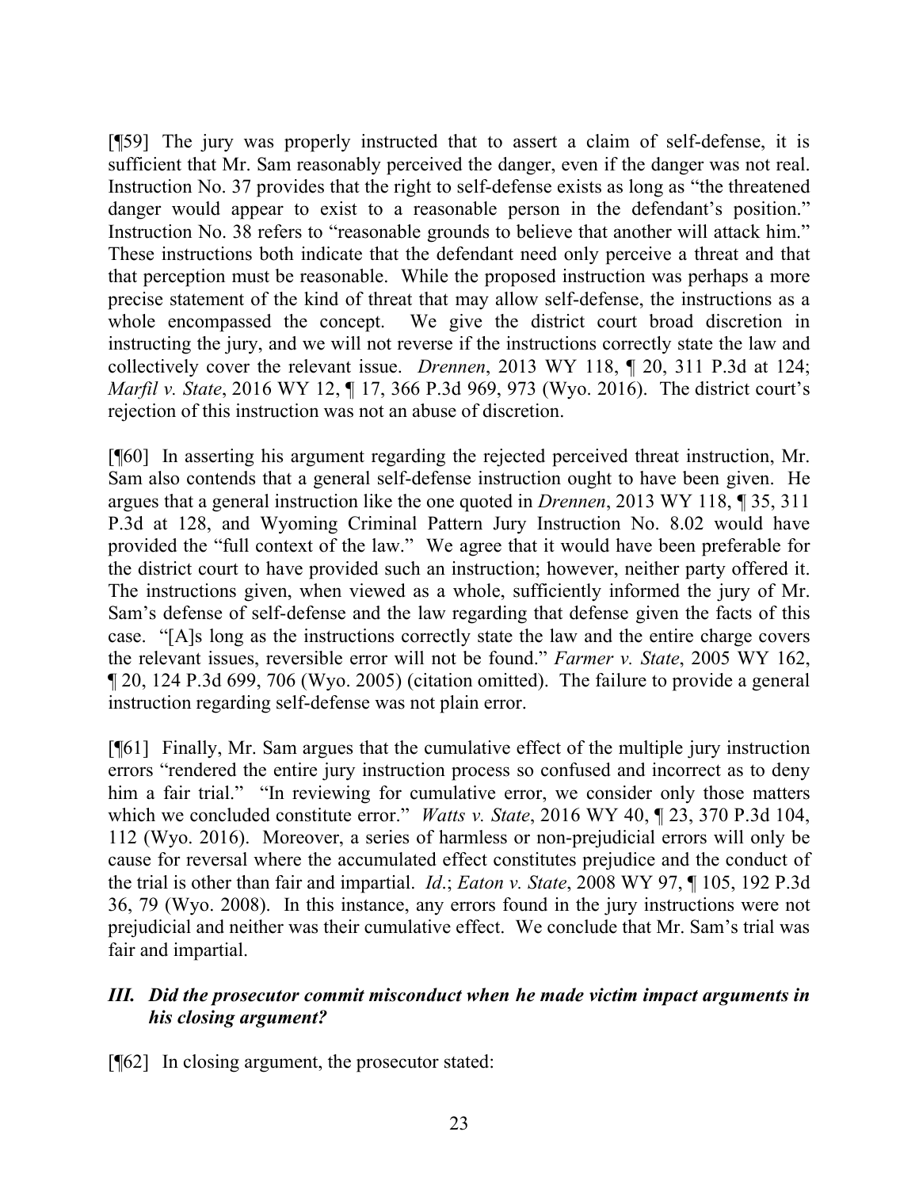[¶59] The jury was properly instructed that to assert a claim of self-defense, it is sufficient that Mr. Sam reasonably perceived the danger, even if the danger was not real. Instruction No. 37 provides that the right to self-defense exists as long as "the threatened danger would appear to exist to a reasonable person in the defendant's position." Instruction No. 38 refers to "reasonable grounds to believe that another will attack him." These instructions both indicate that the defendant need only perceive a threat and that that perception must be reasonable. While the proposed instruction was perhaps a more precise statement of the kind of threat that may allow self-defense, the instructions as a whole encompassed the concept. We give the district court broad discretion in instructing the jury, and we will not reverse if the instructions correctly state the law and collectively cover the relevant issue. *Drennen*, 2013 WY 118, ¶ 20, 311 P.3d at 124; *Marfil v. State*, 2016 WY 12, ¶ 17, 366 P.3d 969, 973 (Wyo. 2016). The district court's rejection of this instruction was not an abuse of discretion.

[¶60] In asserting his argument regarding the rejected perceived threat instruction, Mr. Sam also contends that a general self-defense instruction ought to have been given. He argues that a general instruction like the one quoted in *Drennen*, 2013 WY 118, ¶ 35, 311 P.3d at 128, and Wyoming Criminal Pattern Jury Instruction No. 8.02 would have provided the "full context of the law." We agree that it would have been preferable for the district court to have provided such an instruction; however, neither party offered it. The instructions given, when viewed as a whole, sufficiently informed the jury of Mr. Sam's defense of self-defense and the law regarding that defense given the facts of this case. "[A]s long as the instructions correctly state the law and the entire charge covers the relevant issues, reversible error will not be found." *Farmer v. State*, 2005 WY 162, ¶ 20, 124 P.3d 699, 706 (Wyo. 2005) (citation omitted). The failure to provide a general instruction regarding self-defense was not plain error.

[¶61] Finally, Mr. Sam argues that the cumulative effect of the multiple jury instruction errors "rendered the entire jury instruction process so confused and incorrect as to deny him a fair trial." "In reviewing for cumulative error, we consider only those matters which we concluded constitute error." *Watts v. State*, 2016 WY 40, ¶ 23, 370 P.3d 104, 112 (Wyo. 2016). Moreover, a series of harmless or non-prejudicial errors will only be cause for reversal where the accumulated effect constitutes prejudice and the conduct of the trial is other than fair and impartial. *Id*.; *Eaton v. State*, 2008 WY 97, ¶ 105, 192 P.3d 36, 79 (Wyo. 2008). In this instance, any errors found in the jury instructions were not prejudicial and neither was their cumulative effect. We conclude that Mr. Sam's trial was fair and impartial.

### ***III. Did the prosecutor commit misconduct when he made victim impact arguments in his closing argument?***

[¶62] In closing argument, the prosecutor stated: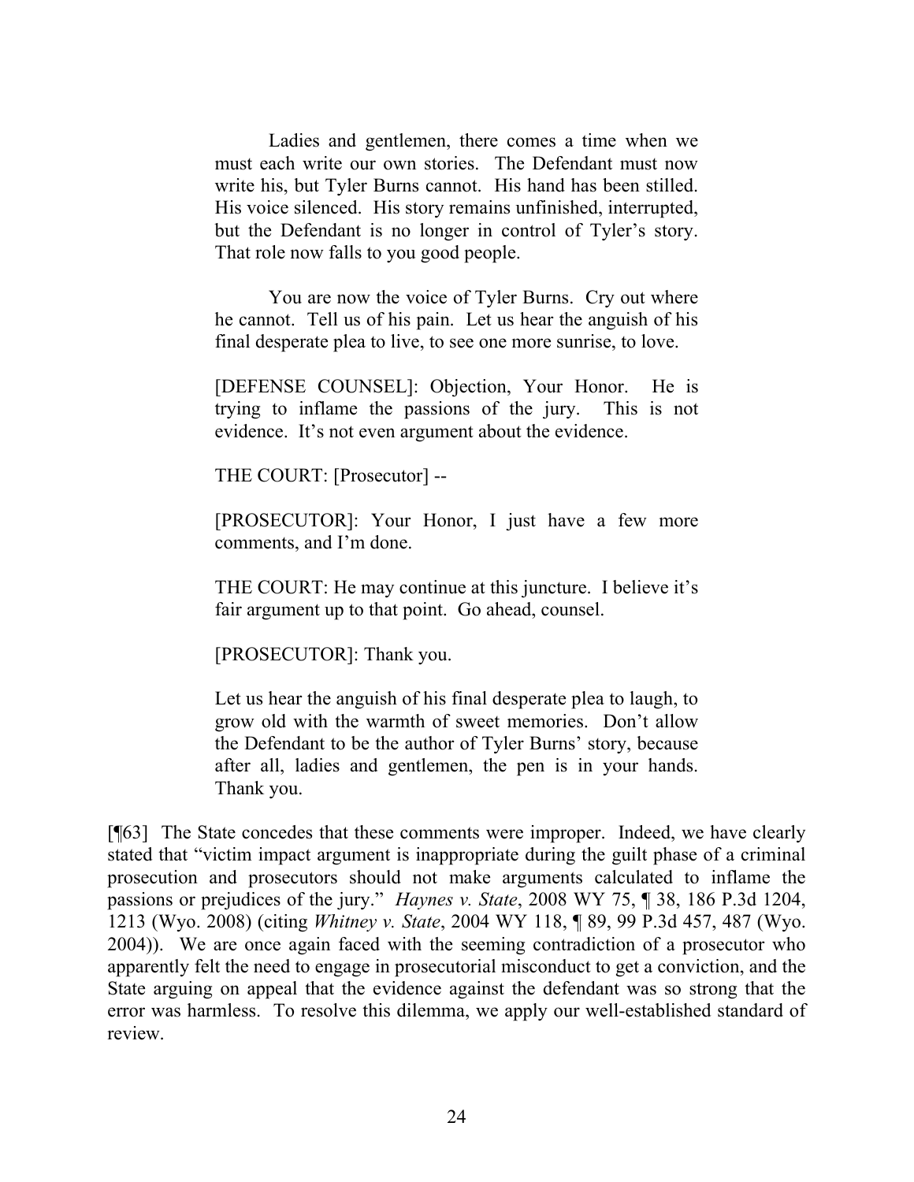> Ladies and gentlemen, there comes a time when we must each write our own stories. The Defendant must now write his, but Tyler Burns cannot. His hand has been stilled. His voice silenced. His story remains unfinished, interrupted, but the Defendant is no longer in control of Tyler's story. That role now falls to you good people.
>
> You are now the voice of Tyler Burns. Cry out where he cannot. Tell us of his pain. Let us hear the anguish of his final desperate plea to live, to see one more sunrise, to love.
>
> [DEFENSE COUNSEL]: Objection, Your Honor. He is trying to inflame the passions of the jury. This is not evidence. It's not even argument about the evidence.
>
> THE COURT: [Prosecutor] --
>
> [PROSECUTOR]: Your Honor, I just have a few more comments, and I'm done.
>
> THE COURT: He may continue at this juncture. I believe it's fair argument up to that point. Go ahead, counsel.
>
> [PROSECUTOR]: Thank you.
>
> Let us hear the anguish of his final desperate plea to laugh, to grow old with the warmth of sweet memories. Don't allow the Defendant to be the author of Tyler Burns' story, because after all, ladies and gentlemen, the pen is in your hands. Thank you.

[¶63] The State concedes that these comments were improper. Indeed, we have clearly stated that "victim impact argument is inappropriate during the guilt phase of a criminal prosecution and prosecutors should not make arguments calculated to inflame the passions or prejudices of the jury." *Haynes v. State*, 2008 WY 75, ¶ 38, 186 P.3d 1204, 1213 (Wyo. 2008) (citing *Whitney v. State*, 2004 WY 118, ¶ 89, 99 P.3d 457, 487 (Wyo. 2004)). We are once again faced with the seeming contradiction of a prosecutor who apparently felt the need to engage in prosecutorial misconduct to get a conviction, and the State arguing on appeal that the evidence against the defendant was so strong that the error was harmless. To resolve this dilemma, we apply our well-established standard of review.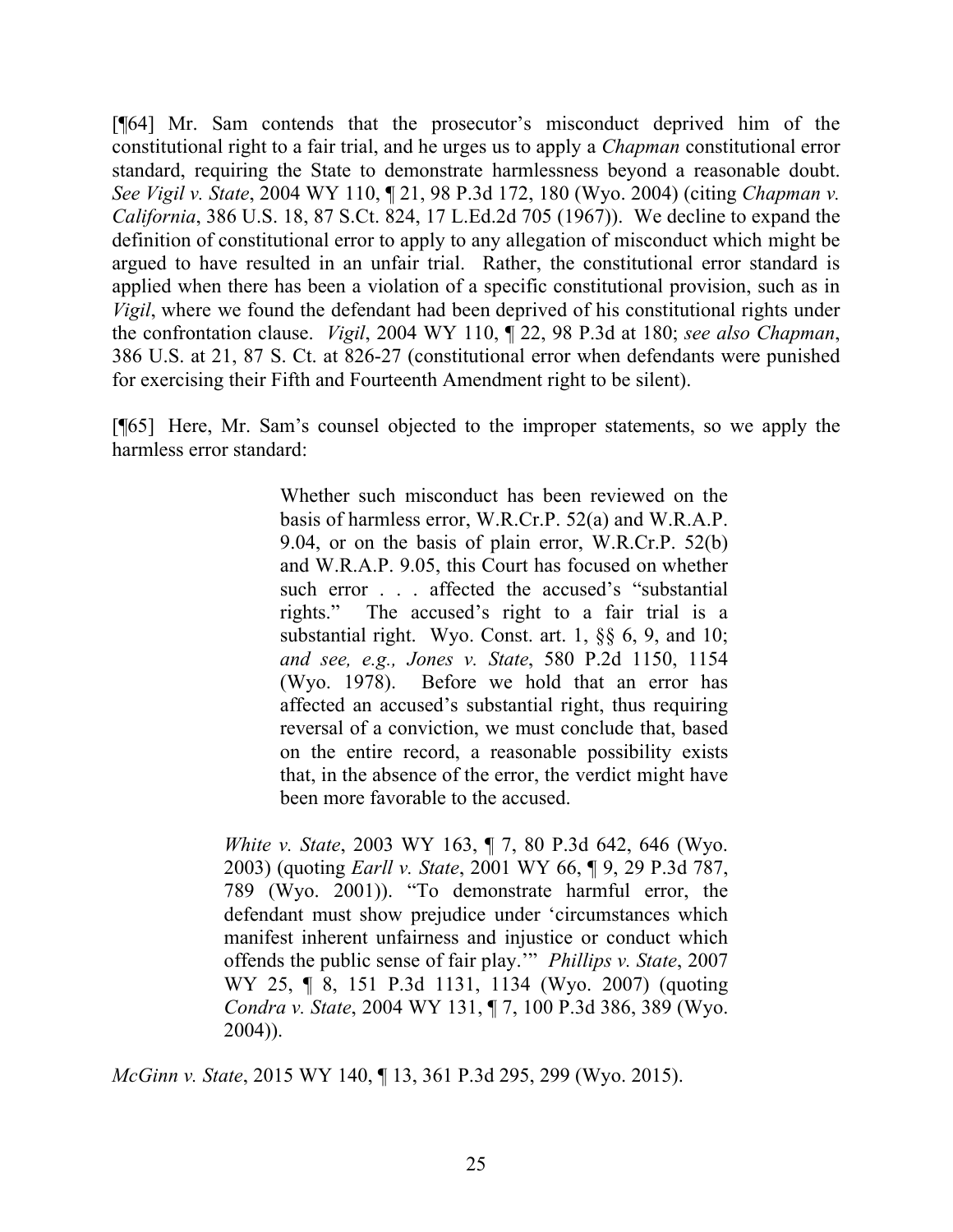[¶64] Mr. Sam contends that the prosecutor's misconduct deprived him of the constitutional right to a fair trial, and he urges us to apply a *Chapman* constitutional error standard, requiring the State to demonstrate harmlessness beyond a reasonable doubt. *See Vigil v. State*, 2004 WY 110, ¶ 21, 98 P.3d 172, 180 (Wyo. 2004) (citing *Chapman v. California*, 386 U.S. 18, 87 S.Ct. 824, 17 L.Ed.2d 705 (1967)). We decline to expand the definition of constitutional error to apply to any allegation of misconduct which might be argued to have resulted in an unfair trial. Rather, the constitutional error standard is applied when there has been a violation of a specific constitutional provision, such as in *Vigil*, where we found the defendant had been deprived of his constitutional rights under the confrontation clause. *Vigil*, 2004 WY 110, ¶ 22, 98 P.3d at 180; *see also Chapman*, 386 U.S. at 21, 87 S. Ct. at 826-27 (constitutional error when defendants were punished for exercising their Fifth and Fourteenth Amendment right to be silent).

[¶65] Here, Mr. Sam's counsel objected to the improper statements, so we apply the harmless error standard:

> > Whether such misconduct has been reviewed on the basis of harmless error, W.R.Cr.P. 52(a) and W.R.A.P. 9.04, or on the basis of plain error, W.R.Cr.P. 52(b) and W.R.A.P. 9.05, this Court has focused on whether such error . . . affected the accused's "substantial rights." The accused's right to a fair trial is a substantial right. Wyo. Const. art. 1, §§ 6, 9, and 10; *and see, e.g., Jones v. State*, 580 P.2d 1150, 1154 (Wyo. 1978). Before we hold that an error has affected an accused's substantial right, thus requiring reversal of a conviction, we must conclude that, based on the entire record, a reasonable possibility exists that, in the absence of the error, the verdict might have been more favorable to the accused.
>
> *White v. State*, 2003 WY 163, ¶ 7, 80 P.3d 642, 646 (Wyo. 2003) (quoting *Earll v. State*, 2001 WY 66, ¶ 9, 29 P.3d 787, 789 (Wyo. 2001)). "To demonstrate harmful error, the defendant must show prejudice under 'circumstances which manifest inherent unfairness and injustice or conduct which offends the public sense of fair play.'" *Phillips v. State*, 2007 WY 25, ¶ 8, 151 P.3d 1131, 1134 (Wyo. 2007) (quoting *Condra v. State*, 2004 WY 131, ¶ 7, 100 P.3d 386, 389 (Wyo. 2004)).

*McGinn v. State*, 2015 WY 140, ¶ 13, 361 P.3d 295, 299 (Wyo. 2015).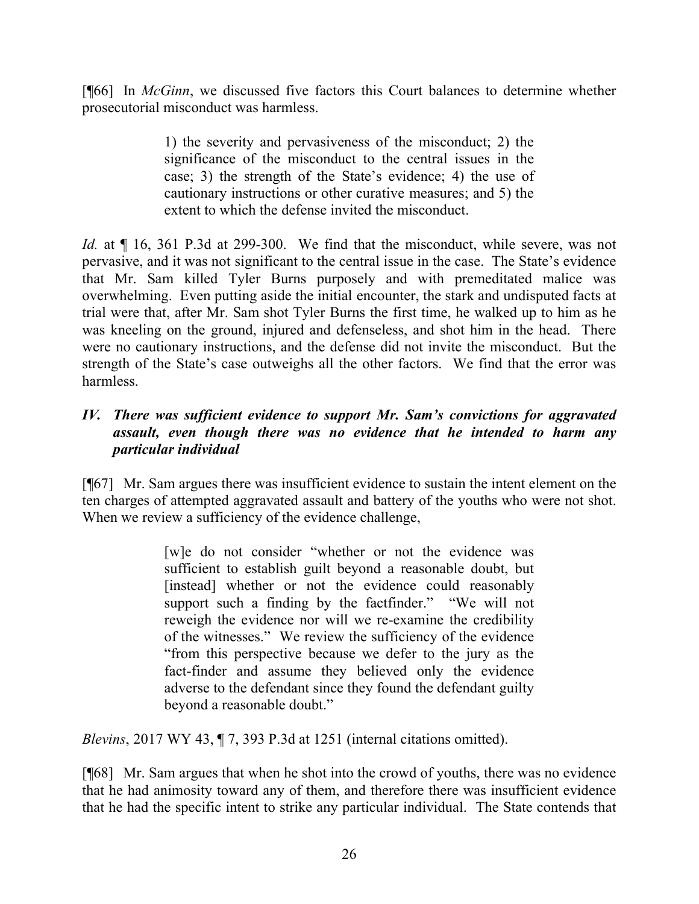[¶66] In *McGinn*, we discussed five factors this Court balances to determine whether prosecutorial misconduct was harmless.

> 1) the severity and pervasiveness of the misconduct; 2) the significance of the misconduct to the central issues in the case; 3) the strength of the State's evidence; 4) the use of cautionary instructions or other curative measures; and 5) the extent to which the defense invited the misconduct.

*Id.* at ¶ 16, 361 P.3d at 299-300. We find that the misconduct, while severe, was not pervasive, and it was not significant to the central issue in the case. The State's evidence that Mr. Sam killed Tyler Burns purposely and with premeditated malice was overwhelming. Even putting aside the initial encounter, the stark and undisputed facts at trial were that, after Mr. Sam shot Tyler Burns the first time, he walked up to him as he was kneeling on the ground, injured and defenseless, and shot him in the head. There were no cautionary instructions, and the defense did not invite the misconduct. But the strength of the State's case outweighs all the other factors. We find that the error was harmless.

### *IV. There was sufficient evidence to support Mr. Sam's convictions for aggravated assault, even though there was no evidence that he intended to harm any particular individual*

[¶67] Mr. Sam argues there was insufficient evidence to sustain the intent element on the ten charges of attempted aggravated assault and battery of the youths who were not shot. When we review a sufficiency of the evidence challenge,

> [w]e do not consider "whether or not the evidence was sufficient to establish guilt beyond a reasonable doubt, but [instead] whether or not the evidence could reasonably support such a finding by the factfinder." "We will not reweigh the evidence nor will we re-examine the credibility of the witnesses." We review the sufficiency of the evidence "from this perspective because we defer to the jury as the fact-finder and assume they believed only the evidence adverse to the defendant since they found the defendant guilty beyond a reasonable doubt."

*Blevins*, 2017 WY 43, ¶ 7, 393 P.3d at 1251 (internal citations omitted).

[¶68] Mr. Sam argues that when he shot into the crowd of youths, there was no evidence that he had animosity toward any of them, and therefore there was insufficient evidence that he had the specific intent to strike any particular individual. The State contends that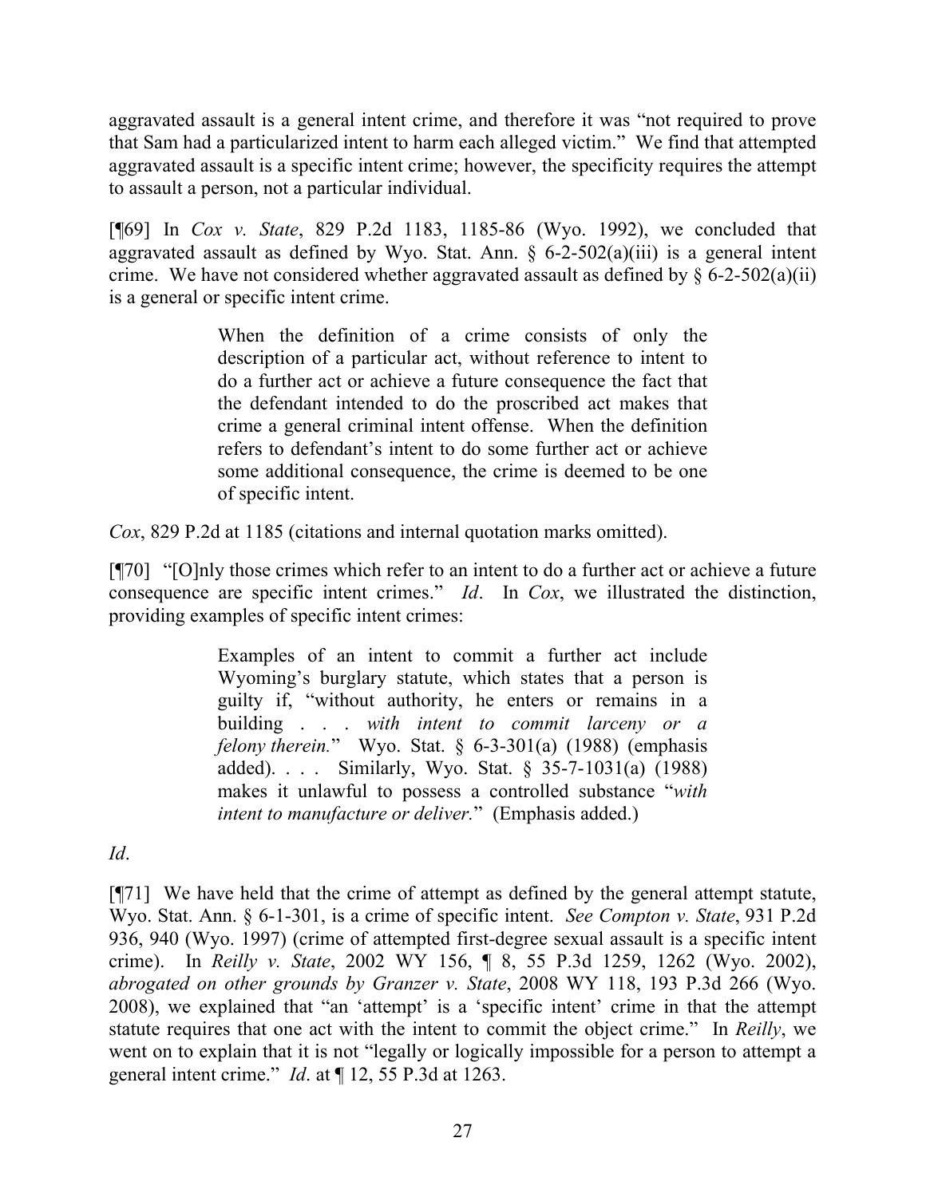aggravated assault is a general intent crime, and therefore it was "not required to prove that Sam had a particularized intent to harm each alleged victim." We find that attempted aggravated assault is a specific intent crime; however, the specificity requires the attempt to assault a person, not a particular individual.

[¶69] In *Cox v. State*, 829 P.2d 1183, 1185-86 (Wyo. 1992), we concluded that aggravated assault as defined by Wyo. Stat. Ann. § 6-2-502(a)(iii) is a general intent crime. We have not considered whether aggravated assault as defined by § 6-2-502(a)(ii) is a general or specific intent crime.

> When the definition of a crime consists of only the description of a particular act, without reference to intent to do a further act or achieve a future consequence the fact that the defendant intended to do the proscribed act makes that crime a general criminal intent offense. When the definition refers to defendant's intent to do some further act or achieve some additional consequence, the crime is deemed to be one of specific intent.

*Cox*, 829 P.2d at 1185 (citations and internal quotation marks omitted).

[¶70] "[O]nly those crimes which refer to an intent to do a further act or achieve a future consequence are specific intent crimes." *Id*. In *Cox*, we illustrated the distinction, providing examples of specific intent crimes:

> Examples of an intent to commit a further act include Wyoming's burglary statute, which states that a person is guilty if, "without authority, he enters or remains in a building . . . *with intent to commit larceny or a felony therein.*" Wyo. Stat. § 6-3-301(a) (1988) (emphasis added). . . . Similarly, Wyo. Stat. § 35-7-1031(a) (1988) makes it unlawful to possess a controlled substance "*with intent to manufacture or deliver.*" (Emphasis added.)

*Id*.

[¶71] We have held that the crime of attempt as defined by the general attempt statute, Wyo. Stat. Ann. § 6-1-301, is a crime of specific intent. *See Compton v. State*, 931 P.2d 936, 940 (Wyo. 1997) (crime of attempted first-degree sexual assault is a specific intent crime). In *Reilly v. State*, 2002 WY 156, ¶ 8, 55 P.3d 1259, 1262 (Wyo. 2002), *abrogated on other grounds by Granzer v. State*, 2008 WY 118, 193 P.3d 266 (Wyo. 2008), we explained that "an 'attempt' is a 'specific intent' crime in that the attempt statute requires that one act with the intent to commit the object crime." In *Reilly*, we went on to explain that it is not "legally or logically impossible for a person to attempt a general intent crime." *Id*. at ¶ 12, 55 P.3d at 1263.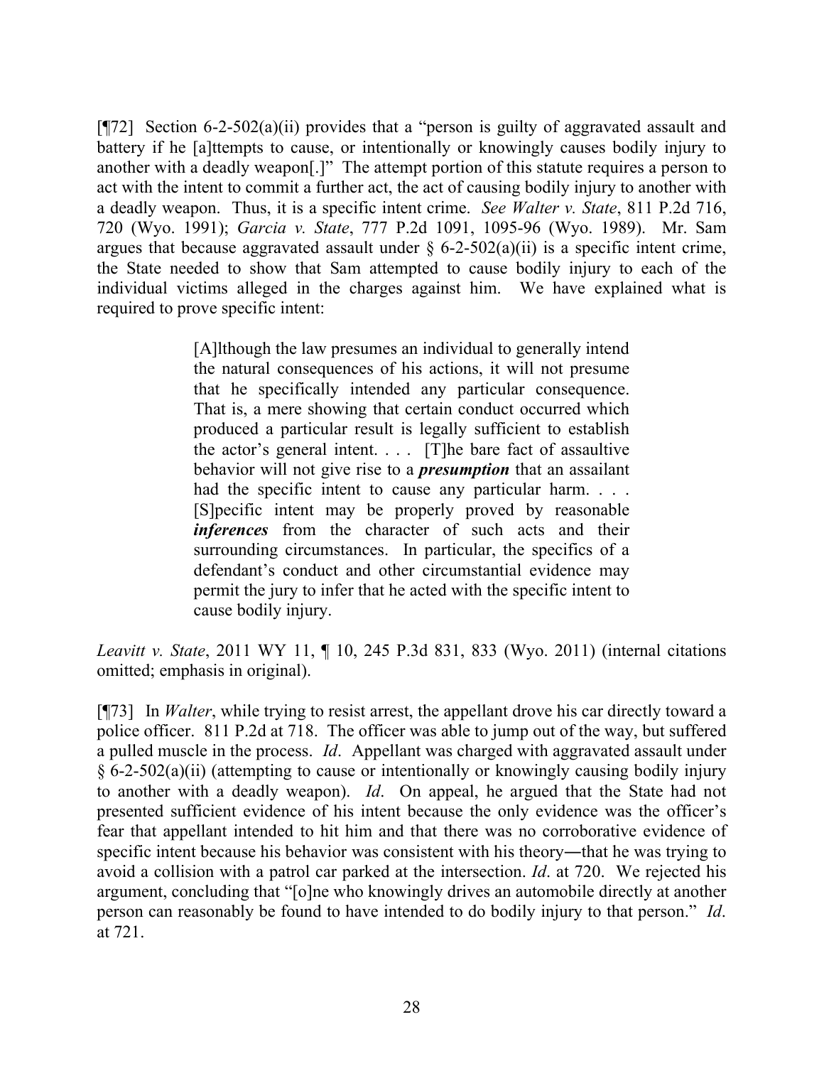[¶72] Section 6-2-502(a)(ii) provides that a "person is guilty of aggravated assault and battery if he [a]ttempts to cause, or intentionally or knowingly causes bodily injury to another with a deadly weapon[.]" The attempt portion of this statute requires a person to act with the intent to commit a further act, the act of causing bodily injury to another with a deadly weapon. Thus, it is a specific intent crime. *See Walter v. State*, 811 P.2d 716, 720 (Wyo. 1991); *Garcia v. State*, 777 P.2d 1091, 1095-96 (Wyo. 1989). Mr. Sam argues that because aggravated assault under § 6-2-502(a)(ii) is a specific intent crime, the State needed to show that Sam attempted to cause bodily injury to each of the individual victims alleged in the charges against him. We have explained what is required to prove specific intent:

> [A]lthough the law presumes an individual to generally intend the natural consequences of his actions, it will not presume that he specifically intended any particular consequence. That is, a mere showing that certain conduct occurred which produced a particular result is legally sufficient to establish the actor's general intent. . . . [T]he bare fact of assaultive behavior will not give rise to a ***presumption*** that an assailant had the specific intent to cause any particular harm. . . . [S]pecific intent may be properly proved by reasonable ***inferences*** from the character of such acts and their surrounding circumstances. In particular, the specifics of a defendant's conduct and other circumstantial evidence may permit the jury to infer that he acted with the specific intent to cause bodily injury.

*Leavitt v. State*, 2011 WY 11, ¶ 10, 245 P.3d 831, 833 (Wyo. 2011) (internal citations omitted; emphasis in original).

[¶73] In *Walter*, while trying to resist arrest, the appellant drove his car directly toward a police officer. 811 P.2d at 718. The officer was able to jump out of the way, but suffered a pulled muscle in the process. *Id*. Appellant was charged with aggravated assault under § 6-2-502(a)(ii) (attempting to cause or intentionally or knowingly causing bodily injury to another with a deadly weapon). *Id*. On appeal, he argued that the State had not presented sufficient evidence of his intent because the only evidence was the officer's fear that appellant intended to hit him and that there was no corroborative evidence of specific intent because his behavior was consistent with his theory―that he was trying to avoid a collision with a patrol car parked at the intersection. *Id*. at 720. We rejected his argument, concluding that "[o]ne who knowingly drives an automobile directly at another person can reasonably be found to have intended to do bodily injury to that person." *Id*. at 721.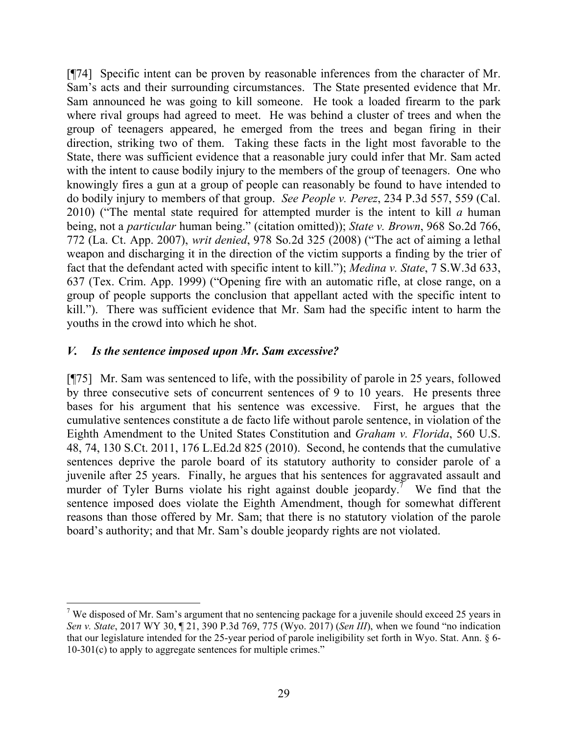[¶74] Specific intent can be proven by reasonable inferences from the character of Mr. Sam's acts and their surrounding circumstances. The State presented evidence that Mr. Sam announced he was going to kill someone. He took a loaded firearm to the park where rival groups had agreed to meet. He was behind a cluster of trees and when the group of teenagers appeared, he emerged from the trees and began firing in their direction, striking two of them. Taking these facts in the light most favorable to the State, there was sufficient evidence that a reasonable jury could infer that Mr. Sam acted with the intent to cause bodily injury to the members of the group of teenagers. One who knowingly fires a gun at a group of people can reasonably be found to have intended to do bodily injury to members of that group. *See People v. Perez*, 234 P.3d 557, 559 (Cal. 2010) ("The mental state required for attempted murder is the intent to kill *a* human being, not a *particular* human being." (citation omitted)); *State v. Brown*, 968 So.2d 766, 772 (La. Ct. App. 2007), *writ denied*, 978 So.2d 325 (2008) ("The act of aiming a lethal weapon and discharging it in the direction of the victim supports a finding by the trier of fact that the defendant acted with specific intent to kill."); *Medina v. State*, 7 S.W.3d 633, 637 (Tex. Crim. App. 1999) ("Opening fire with an automatic rifle, at close range, on a group of people supports the conclusion that appellant acted with the specific intent to kill."). There was sufficient evidence that Mr. Sam had the specific intent to harm the youths in the crowd into which he shot.

### *V. Is the sentence imposed upon Mr. Sam excessive?*

[¶75] Mr. Sam was sentenced to life, with the possibility of parole in 25 years, followed by three consecutive sets of concurrent sentences of 9 to 10 years. He presents three bases for his argument that his sentence was excessive. First, he argues that the cumulative sentences constitute a de facto life without parole sentence, in violation of the Eighth Amendment to the United States Constitution and *Graham v. Florida*, 560 U.S. 48, 74, 130 S.Ct. 2011, 176 L.Ed.2d 825 (2010). Second, he contends that the cumulative sentences deprive the parole board of its statutory authority to consider parole of a juvenile after 25 years. Finally, he argues that his sentences for aggravated assault and murder of Tyler Burns violate his right against double jeopardy.[7] We find that the sentence imposed does violate the Eighth Amendment, though for somewhat different reasons than those offered by Mr. Sam; that there is no statutory violation of the parole board's authority; and that Mr. Sam's double jeopardy rights are not violated.

---

[7] We disposed of Mr. Sam's argument that no sentencing package for a juvenile should exceed 25 years in *Sen v. State*, 2017 WY 30, ¶ 21, 390 P.3d 769, 775 (Wyo. 2017) (*Sen III*), when we found "no indication that our legislature intended for the 25-year period of parole ineligibility set forth in Wyo. Stat. Ann. § 6-10-301(c) to apply to aggregate sentences for multiple crimes."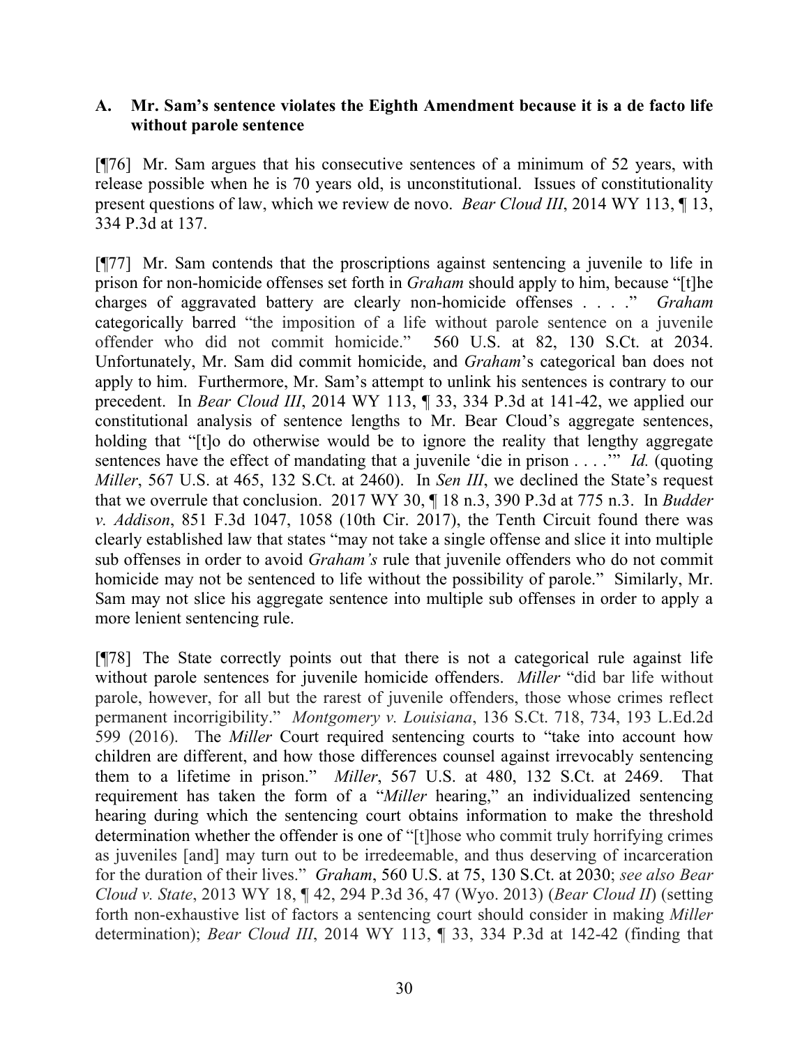### A. Mr. Sam's sentence violates the Eighth Amendment because it is a de facto life without parole sentence

[¶76] Mr. Sam argues that his consecutive sentences of a minimum of 52 years, with release possible when he is 70 years old, is unconstitutional. Issues of constitutionality present questions of law, which we review de novo. *Bear Cloud III*, 2014 WY 113, ¶ 13, 334 P.3d at 137.

[¶77] Mr. Sam contends that the proscriptions against sentencing a juvenile to life in prison for non-homicide offenses set forth in *Graham* should apply to him, because "[t]he charges of aggravated battery are clearly non-homicide offenses . . . ." *Graham* categorically barred "the imposition of a life without parole sentence on a juvenile offender who did not commit homicide." 560 U.S. at 82, 130 S.Ct. at 2034. Unfortunately, Mr. Sam did commit homicide, and *Graham*'s categorical ban does not apply to him. Furthermore, Mr. Sam's attempt to unlink his sentences is contrary to our precedent. In *Bear Cloud III*, 2014 WY 113, ¶ 33, 334 P.3d at 141-42, we applied our constitutional analysis of sentence lengths to Mr. Bear Cloud's aggregate sentences, holding that "[t]o do otherwise would be to ignore the reality that lengthy aggregate sentences have the effect of mandating that a juvenile 'die in prison . . . .'" *Id.* (quoting *Miller*, 567 U.S. at 465, 132 S.Ct. at 2460). In *Sen III*, we declined the State's request that we overrule that conclusion. 2017 WY 30, ¶ 18 n.3, 390 P.3d at 775 n.3. In *Budder v. Addison*, 851 F.3d 1047, 1058 (10th Cir. 2017), the Tenth Circuit found there was clearly established law that states "may not take a single offense and slice it into multiple sub offenses in order to avoid *Graham's* rule that juvenile offenders who do not commit homicide may not be sentenced to life without the possibility of parole." Similarly, Mr. Sam may not slice his aggregate sentence into multiple sub offenses in order to apply a more lenient sentencing rule.

[¶78] The State correctly points out that there is not a categorical rule against life without parole sentences for juvenile homicide offenders. *Miller* "did bar life without parole, however, for all but the rarest of juvenile offenders, those whose crimes reflect permanent incorrigibility." *Montgomery v. Louisiana*, 136 S.Ct. 718, 734, 193 L.Ed.2d 599 (2016). The *Miller* Court required sentencing courts to "take into account how children are different, and how those differences counsel against irrevocably sentencing them to a lifetime in prison." *Miller*, 567 U.S. at 480, 132 S.Ct. at 2469. That requirement has taken the form of a "*Miller* hearing," an individualized sentencing hearing during which the sentencing court obtains information to make the threshold determination whether the offender is one of "[t]hose who commit truly horrifying crimes as juveniles [and] may turn out to be irredeemable, and thus deserving of incarceration for the duration of their lives." *Graham*, 560 U.S. at 75, 130 S.Ct. at 2030; *see also Bear Cloud v. State*, 2013 WY 18, ¶ 42, 294 P.3d 36, 47 (Wyo. 2013) (*Bear Cloud II*) (setting forth non-exhaustive list of factors a sentencing court should consider in making *Miller* determination); *Bear Cloud III*, 2014 WY 113, ¶ 33, 334 P.3d at 142-42 (finding that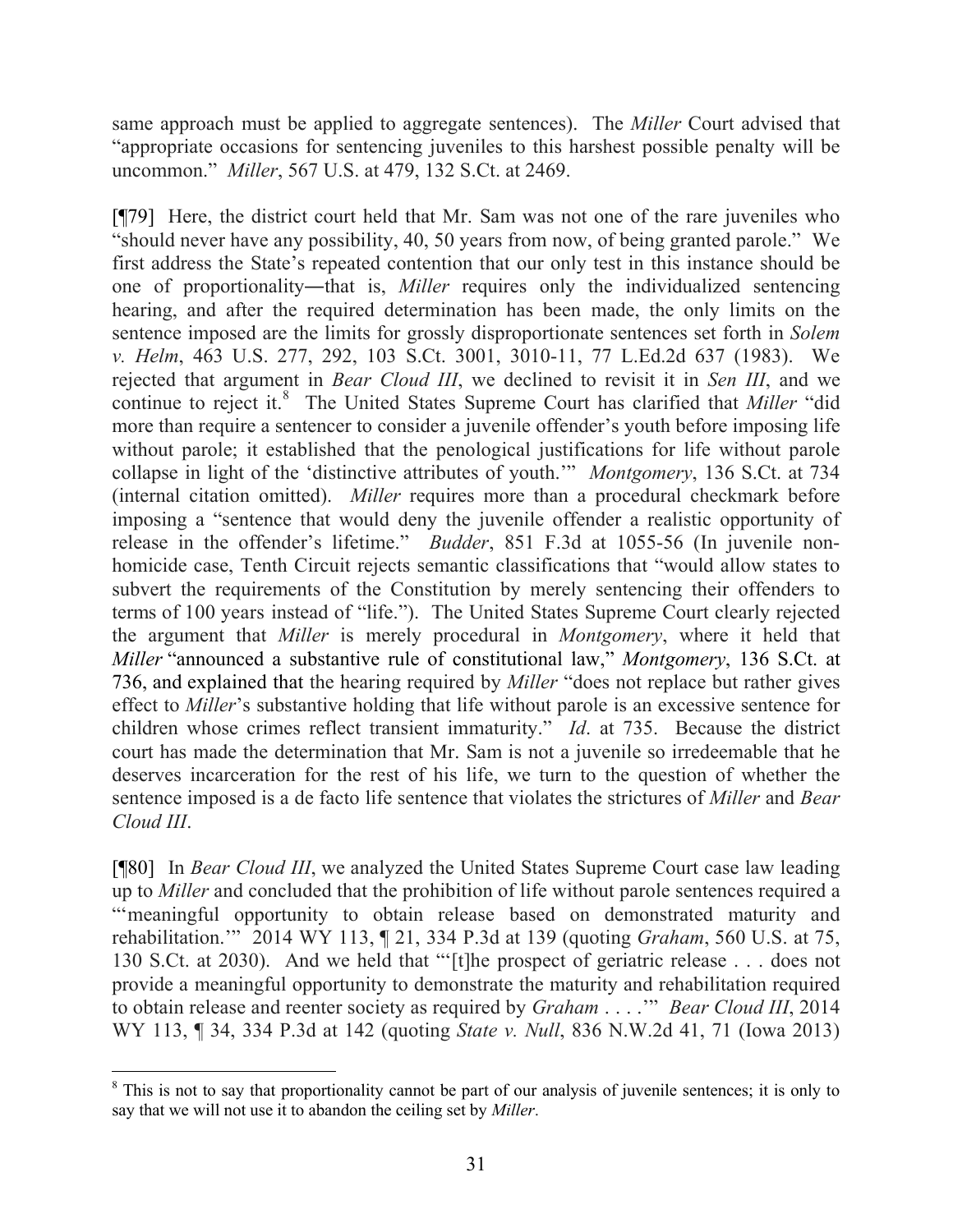same approach must be applied to aggregate sentences). The *Miller* Court advised that "appropriate occasions for sentencing juveniles to this harshest possible penalty will be uncommon." *Miller*, 567 U.S. at 479, 132 S.Ct. at 2469.

[¶79] Here, the district court held that Mr. Sam was not one of the rare juveniles who "should never have any possibility, 40, 50 years from now, of being granted parole." We first address the State's repeated contention that our only test in this instance should be one of proportionality―that is, *Miller* requires only the individualized sentencing hearing, and after the required determination has been made, the only limits on the sentence imposed are the limits for grossly disproportionate sentences set forth in *Solem v. Helm*, 463 U.S. 277, 292, 103 S.Ct. 3001, 3010-11, 77 L.Ed.2d 637 (1983). We rejected that argument in *Bear Cloud III*, we declined to revisit it in *Sen III*, and we continue to reject it.[8] The United States Supreme Court has clarified that *Miller* "did more than require a sentencer to consider a juvenile offender's youth before imposing life without parole; it established that the penological justifications for life without parole collapse in light of the 'distinctive attributes of youth.'" *Montgomery*, 136 S.Ct. at 734 (internal citation omitted). *Miller* requires more than a procedural checkmark before imposing a "sentence that would deny the juvenile offender a realistic opportunity of release in the offender's lifetime." *Budder*, 851 F.3d at 1055-56 (In juvenile non-homicide case, Tenth Circuit rejects semantic classifications that "would allow states to subvert the requirements of the Constitution by merely sentencing their offenders to terms of 100 years instead of "life."). The United States Supreme Court clearly rejected the argument that *Miller* is merely procedural in *Montgomery*, where it held that *Miller* "announced a substantive rule of constitutional law," *Montgomery*, 136 S.Ct. at 736, and explained that the hearing required by *Miller* "does not replace but rather gives effect to *Miller*'s substantive holding that life without parole is an excessive sentence for children whose crimes reflect transient immaturity." *Id*. at 735. Because the district court has made the determination that Mr. Sam is not a juvenile so irredeemable that he deserves incarceration for the rest of his life, we turn to the question of whether the sentence imposed is a de facto life sentence that violates the strictures of *Miller* and *Bear Cloud III*.

[¶80] In *Bear Cloud III*, we analyzed the United States Supreme Court case law leading up to *Miller* and concluded that the prohibition of life without parole sentences required a "'meaningful opportunity to obtain release based on demonstrated maturity and rehabilitation.'" 2014 WY 113, ¶ 21, 334 P.3d at 139 (quoting *Graham*, 560 U.S. at 75, 130 S.Ct. at 2030). And we held that "'[t]he prospect of geriatric release . . . does not provide a meaningful opportunity to demonstrate the maturity and rehabilitation required to obtain release and reenter society as required by *Graham* . . . .'" *Bear Cloud III*, 2014 WY 113, ¶ 34, 334 P.3d at 142 (quoting *State v. Null*, 836 N.W.2d 41, 71 (Iowa 2013)

[8] This is not to say that proportionality cannot be part of our analysis of juvenile sentences; it is only to say that we will not use it to abandon the ceiling set by *Miller*.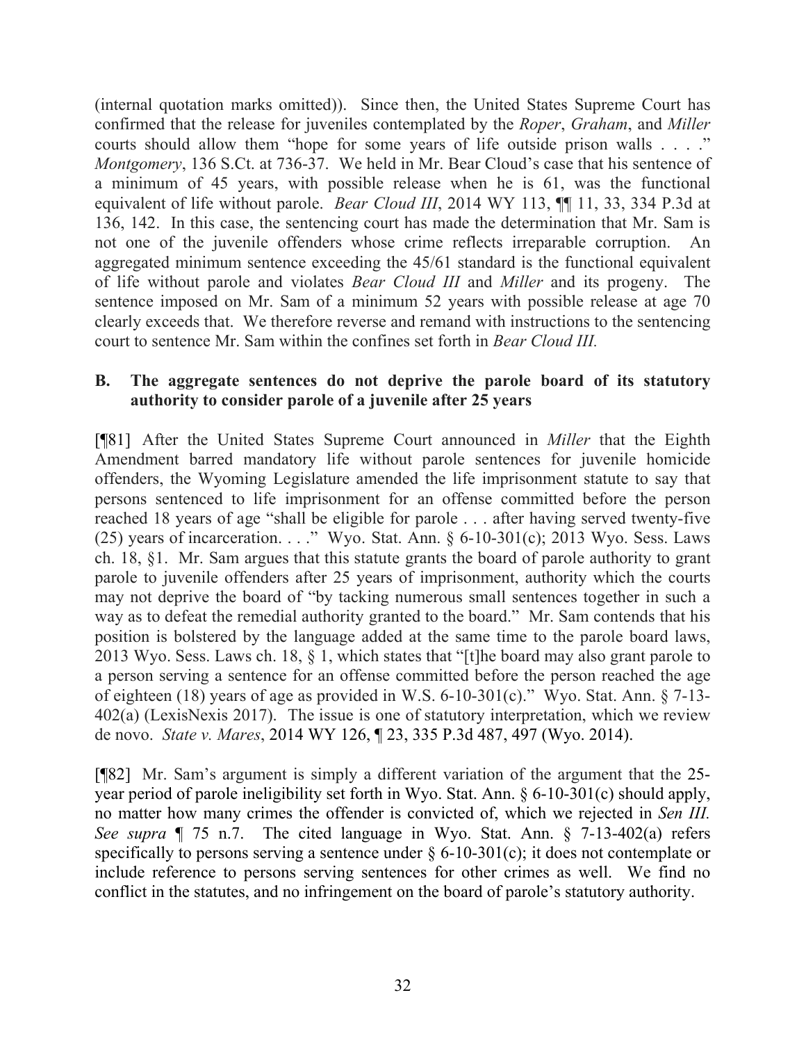(internal quotation marks omitted)). Since then, the United States Supreme Court has confirmed that the release for juveniles contemplated by the *Roper*, *Graham*, and *Miller* courts should allow them "hope for some years of life outside prison walls . . . ." *Montgomery*, 136 S.Ct. at 736-37. We held in Mr. Bear Cloud's case that his sentence of a minimum of 45 years, with possible release when he is 61, was the functional equivalent of life without parole. *Bear Cloud III*, 2014 WY 113, ¶¶ 11, 33, 334 P.3d at 136, 142. In this case, the sentencing court has made the determination that Mr. Sam is not one of the juvenile offenders whose crime reflects irreparable corruption. An aggregated minimum sentence exceeding the 45/61 standard is the functional equivalent of life without parole and violates *Bear Cloud III* and *Miller* and its progeny. The sentence imposed on Mr. Sam of a minimum 52 years with possible release at age 70 clearly exceeds that. We therefore reverse and remand with instructions to the sentencing court to sentence Mr. Sam within the confines set forth in *Bear Cloud III.*

### B. The aggregate sentences do not deprive the parole board of its statutory authority to consider parole of a juvenile after 25 years

[¶81] After the United States Supreme Court announced in *Miller* that the Eighth Amendment barred mandatory life without parole sentences for juvenile homicide offenders, the Wyoming Legislature amended the life imprisonment statute to say that persons sentenced to life imprisonment for an offense committed before the person reached 18 years of age "shall be eligible for parole . . . after having served twenty-five (25) years of incarceration. . . ." Wyo. Stat. Ann. § 6-10-301(c); 2013 Wyo. Sess. Laws ch. 18, §1. Mr. Sam argues that this statute grants the board of parole authority to grant parole to juvenile offenders after 25 years of imprisonment, authority which the courts may not deprive the board of "by tacking numerous small sentences together in such a way as to defeat the remedial authority granted to the board." Mr. Sam contends that his position is bolstered by the language added at the same time to the parole board laws, 2013 Wyo. Sess. Laws ch. 18, § 1, which states that "[t]he board may also grant parole to a person serving a sentence for an offense committed before the person reached the age of eighteen (18) years of age as provided in W.S. 6-10-301(c)." Wyo. Stat. Ann. § 7-13-402(a) (LexisNexis 2017). The issue is one of statutory interpretation, which we review de novo. *State v. Mares*, 2014 WY 126, ¶ 23, 335 P.3d 487, 497 (Wyo. 2014).

[¶82] Mr. Sam's argument is simply a different variation of the argument that the 25-year period of parole ineligibility set forth in Wyo. Stat. Ann. § 6-10-301(c) should apply, no matter how many crimes the offender is convicted of, which we rejected in *Sen III. See supra* ¶ 75 n.7. The cited language in Wyo. Stat. Ann. § 7-13-402(a) refers specifically to persons serving a sentence under § 6-10-301(c); it does not contemplate or include reference to persons serving sentences for other crimes as well. We find no conflict in the statutes, and no infringement on the board of parole's statutory authority.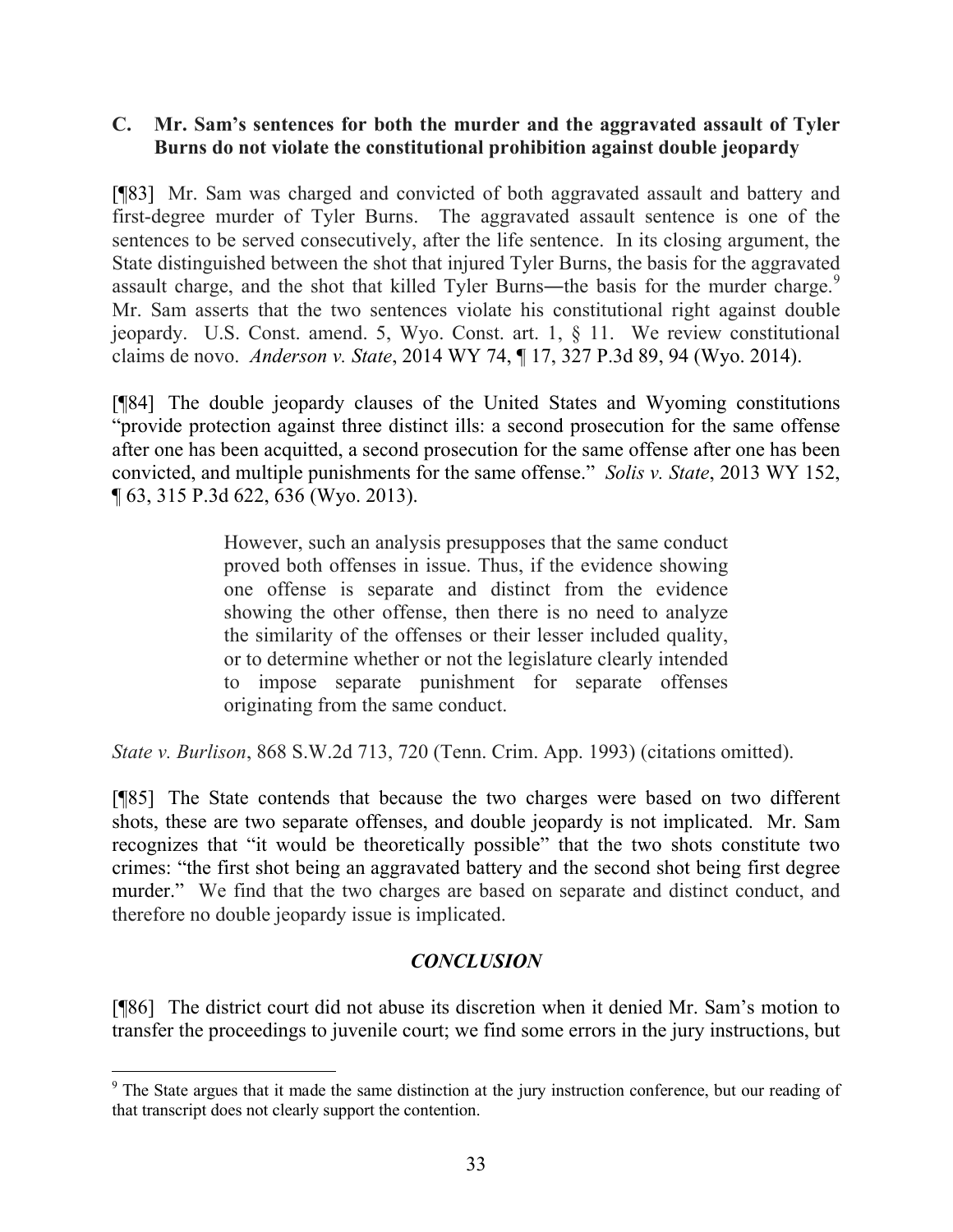### C. Mr. Sam's sentences for both the murder and the aggravated assault of Tyler Burns do not violate the constitutional prohibition against double jeopardy

[¶83] Mr. Sam was charged and convicted of both aggravated assault and battery and first-degree murder of Tyler Burns. The aggravated assault sentence is one of the sentences to be served consecutively, after the life sentence. In its closing argument, the State distinguished between the shot that injured Tyler Burns, the basis for the aggravated assault charge, and the shot that killed Tyler Burns―the basis for the murder charge.[9] Mr. Sam asserts that the two sentences violate his constitutional right against double jeopardy. U.S. Const. amend. 5, Wyo. Const. art. 1, § 11. We review constitutional claims de novo. *Anderson v. State*, 2014 WY 74, ¶ 17, 327 P.3d 89, 94 (Wyo. 2014).

[¶84] The double jeopardy clauses of the United States and Wyoming constitutions "provide protection against three distinct ills: a second prosecution for the same offense after one has been acquitted, a second prosecution for the same offense after one has been convicted, and multiple punishments for the same offense." *Solis v. State*, 2013 WY 152, ¶ 63, 315 P.3d 622, 636 (Wyo. 2013).

> However, such an analysis presupposes that the same conduct proved both offenses in issue. Thus, if the evidence showing one offense is separate and distinct from the evidence showing the other offense, then there is no need to analyze the similarity of the offenses or their lesser included quality, or to determine whether or not the legislature clearly intended to impose separate punishment for separate offenses originating from the same conduct.

*State v. Burlison*, 868 S.W.2d 713, 720 (Tenn. Crim. App. 1993) (citations omitted).

[¶85] The State contends that because the two charges were based on two different shots, these are two separate offenses, and double jeopardy is not implicated. Mr. Sam recognizes that "it would be theoretically possible" that the two shots constitute two crimes: "the first shot being an aggravated battery and the second shot being first degree murder." We find that the two charges are based on separate and distinct conduct, and therefore no double jeopardy issue is implicated.

## *CONCLUSION*

[¶86] The district court did not abuse its discretion when it denied Mr. Sam's motion to transfer the proceedings to juvenile court; we find some errors in the jury instructions, but

---

[9] The State argues that it made the same distinction at the jury instruction conference, but our reading of that transcript does not clearly support the contention.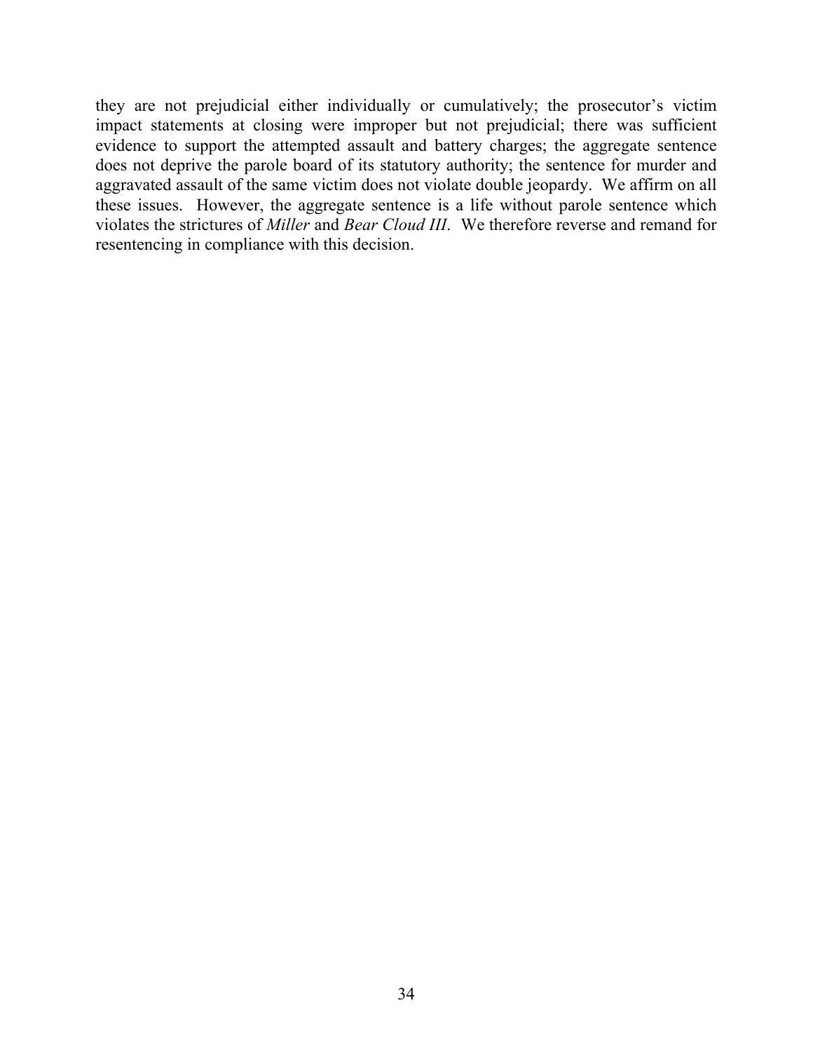they are not prejudicial either individually or cumulatively; the prosecutor's victim impact statements at closing were improper but not prejudicial; there was sufficient evidence to support the attempted assault and battery charges; the aggregate sentence does not deprive the parole board of its statutory authority; the sentence for murder and aggravated assault of the same victim does not violate double jeopardy. We affirm on all these issues. However, the aggregate sentence is a life without parole sentence which violates the strictures of *Miller* and *Bear Cloud III*. We therefore reverse and remand for resentencing in compliance with this decision.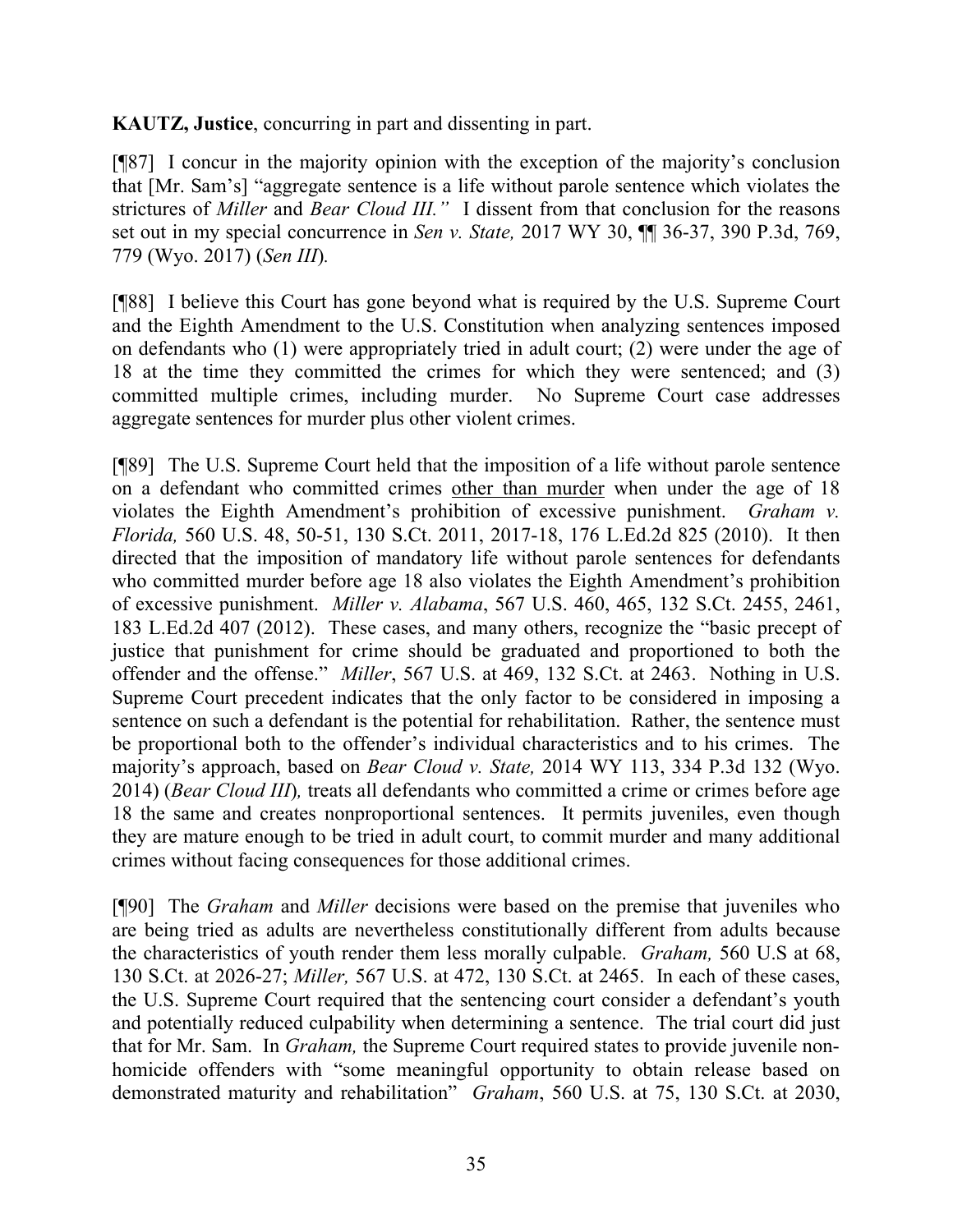**KAUTZ, Justice**, concurring in part and dissenting in part.

[¶87] I concur in the majority opinion with the exception of the majority's conclusion that [Mr. Sam's] "aggregate sentence is a life without parole sentence which violates the strictures of *Miller* and *Bear Cloud III."* I dissent from that conclusion for the reasons set out in my special concurrence in *Sen v. State,* 2017 WY 30, ¶¶ 36-37, 390 P.3d, 769, 779 (Wyo. 2017) (*Sen III*).

[¶88] I believe this Court has gone beyond what is required by the U.S. Supreme Court and the Eighth Amendment to the U.S. Constitution when analyzing sentences imposed on defendants who (1) were appropriately tried in adult court; (2) were under the age of 18 at the time they committed the crimes for which they were sentenced; and (3) committed multiple crimes, including murder. No Supreme Court case addresses aggregate sentences for murder plus other violent crimes.

[¶89] The U.S. Supreme Court held that the imposition of a life without parole sentence on a defendant who committed crimes <u>other than murder</u> when under the age of 18 violates the Eighth Amendment's prohibition of excessive punishment. *Graham v. Florida,* 560 U.S. 48, 50-51, 130 S.Ct. 2011, 2017-18, 176 L.Ed.2d 825 (2010). It then directed that the imposition of mandatory life without parole sentences for defendants who committed murder before age 18 also violates the Eighth Amendment's prohibition of excessive punishment. *Miller v. Alabama*, 567 U.S. 460, 465, 132 S.Ct. 2455, 2461, 183 L.Ed.2d 407 (2012). These cases, and many others, recognize the "basic precept of justice that punishment for crime should be graduated and proportioned to both the offender and the offense." *Miller*, 567 U.S. at 469, 132 S.Ct. at 2463. Nothing in U.S. Supreme Court precedent indicates that the only factor to be considered in imposing a sentence on such a defendant is the potential for rehabilitation. Rather, the sentence must be proportional both to the offender's individual characteristics and to his crimes. The majority's approach, based on *Bear Cloud v. State,* 2014 WY 113, 334 P.3d 132 (Wyo. 2014) (*Bear Cloud III*)*,* treats all defendants who committed a crime or crimes before age 18 the same and creates nonproportional sentences. It permits juveniles, even though they are mature enough to be tried in adult court, to commit murder and many additional crimes without facing consequences for those additional crimes.

[¶90] The *Graham* and *Miller* decisions were based on the premise that juveniles who are being tried as adults are nevertheless constitutionally different from adults because the characteristics of youth render them less morally culpable. *Graham,* 560 U.S at 68, 130 S.Ct. at 2026-27; *Miller,* 567 U.S. at 472, 130 S.Ct. at 2465. In each of these cases, the U.S. Supreme Court required that the sentencing court consider a defendant's youth and potentially reduced culpability when determining a sentence. The trial court did just that for Mr. Sam. In *Graham,* the Supreme Court required states to provide juvenile non-homicide offenders with "some meaningful opportunity to obtain release based on demonstrated maturity and rehabilitation" *Graham*, 560 U.S. at 75, 130 S.Ct. at 2030,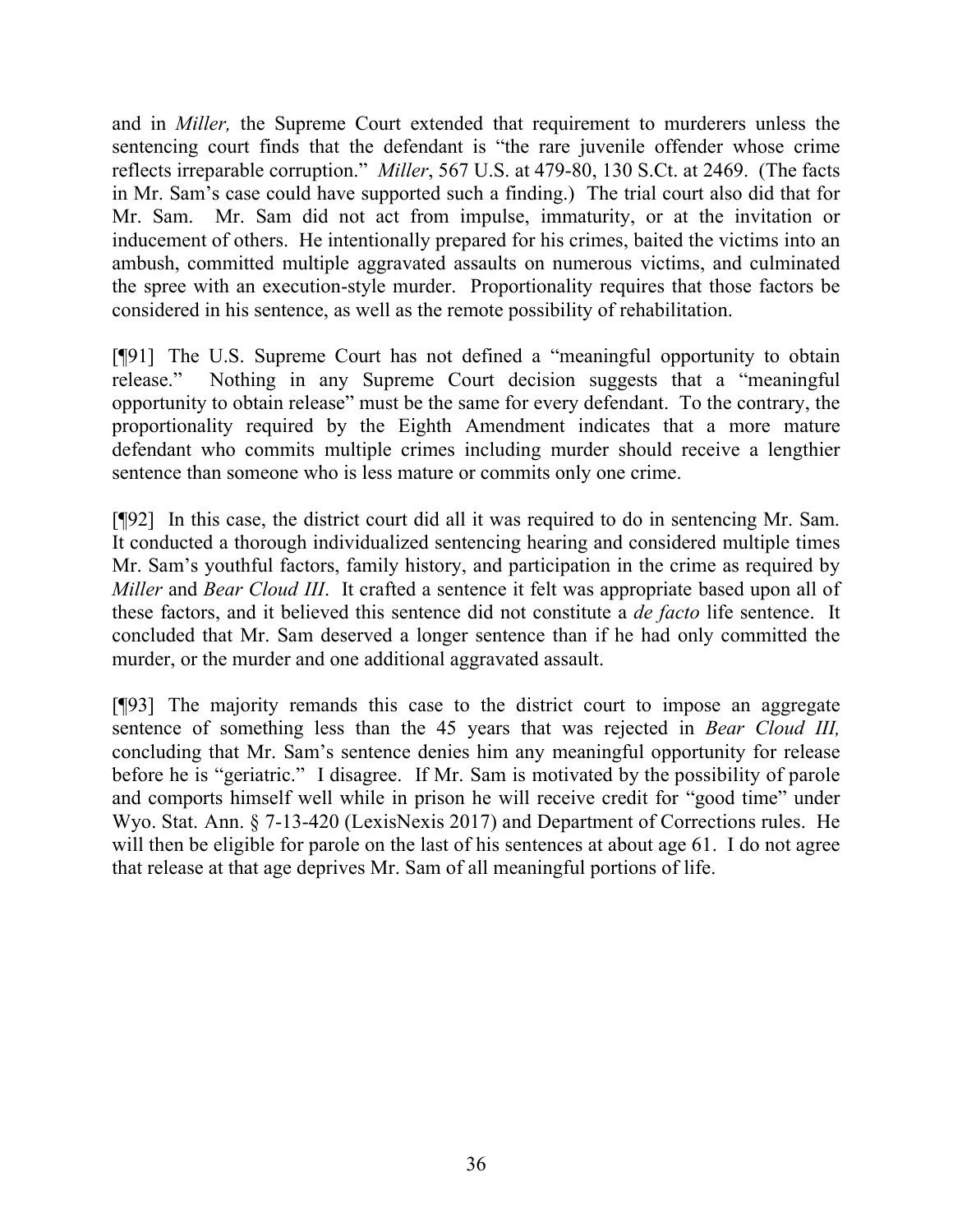and in *Miller,* the Supreme Court extended that requirement to murderers unless the sentencing court finds that the defendant is "the rare juvenile offender whose crime reflects irreparable corruption." *Miller*, 567 U.S. at 479-80, 130 S.Ct. at 2469. (The facts in Mr. Sam's case could have supported such a finding.) The trial court also did that for Mr. Sam. Mr. Sam did not act from impulse, immaturity, or at the invitation or inducement of others. He intentionally prepared for his crimes, baited the victims into an ambush, committed multiple aggravated assaults on numerous victims, and culminated the spree with an execution-style murder. Proportionality requires that those factors be considered in his sentence, as well as the remote possibility of rehabilitation.

[¶91] The U.S. Supreme Court has not defined a "meaningful opportunity to obtain release." Nothing in any Supreme Court decision suggests that a "meaningful opportunity to obtain release" must be the same for every defendant. To the contrary, the proportionality required by the Eighth Amendment indicates that a more mature defendant who commits multiple crimes including murder should receive a lengthier sentence than someone who is less mature or commits only one crime.

[¶92] In this case, the district court did all it was required to do in sentencing Mr. Sam. It conducted a thorough individualized sentencing hearing and considered multiple times Mr. Sam's youthful factors, family history, and participation in the crime as required by *Miller* and *Bear Cloud III*. It crafted a sentence it felt was appropriate based upon all of these factors, and it believed this sentence did not constitute a *de facto* life sentence. It concluded that Mr. Sam deserved a longer sentence than if he had only committed the murder, or the murder and one additional aggravated assault.

[¶93] The majority remands this case to the district court to impose an aggregate sentence of something less than the 45 years that was rejected in *Bear Cloud III,* concluding that Mr. Sam's sentence denies him any meaningful opportunity for release before he is "geriatric." I disagree. If Mr. Sam is motivated by the possibility of parole and comports himself well while in prison he will receive credit for "good time" under Wyo. Stat. Ann. § 7-13-420 (LexisNexis 2017) and Department of Corrections rules. He will then be eligible for parole on the last of his sentences at about age 61. I do not agree that release at that age deprives Mr. Sam of all meaningful portions of life.